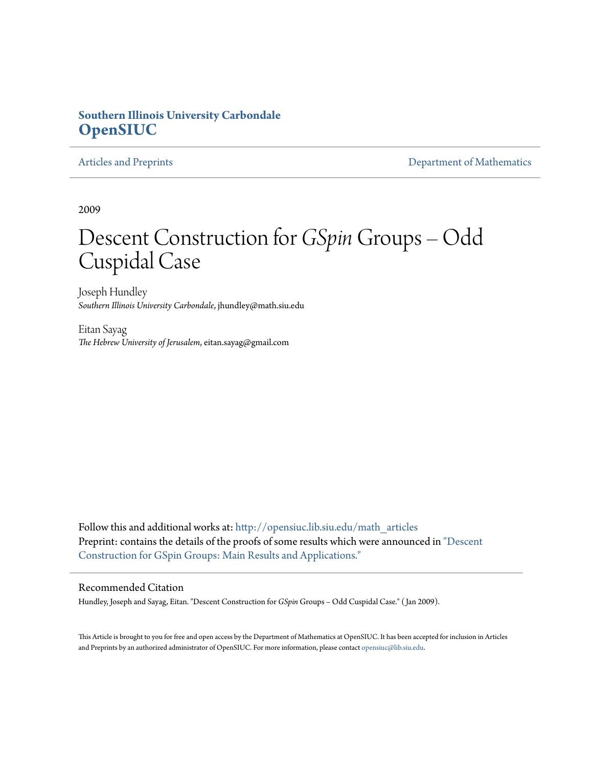**Southern Illinois University Carbondale**
**OpenSIUC**

Articles and Preprints | Department of Mathematics

2009

# Descent Construction for *GSpin* Groups – Odd Cuspidal Case

Joseph Hundley
*Southern Illinois University Carbondale*, jhundley@math.siu.edu

Eitan Sayag
*The Hebrew University of Jerusalem*, eitan.sayag@gmail.com

Follow this and additional works at: http://opensiuc.lib.siu.edu/math_articles
Preprint: contains the details of the proofs of some results which were announced in "Descent Construction for GSpin Groups: Main Results and Applications."

## Recommended Citation

Hundley, Joseph and Sayag, Eitan. "Descent Construction for *GSpin* Groups – Odd Cuspidal Case." ( Jan 2009).

This Article is brought to you for free and open access by the Department of Mathematics at OpenSIUC. It has been accepted for inclusion in Articles and Preprints by an authorized administrator of OpenSIUC. For more information, please contact opensiuc@lib.siu.edu.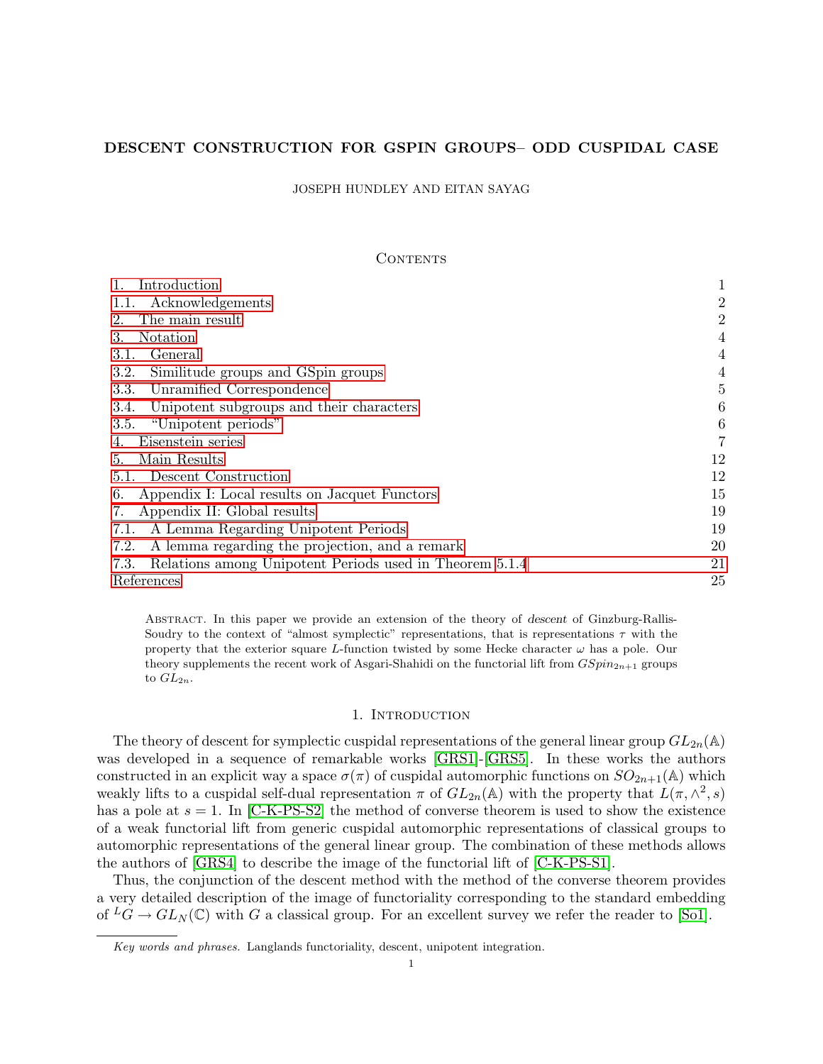**DESCENT CONSTRUCTION FOR GSPIN GROUPS– ODD CUSPIDAL CASE**

JOSEPH HUNDLEY AND EITAN SAYAG

Contents

1. Introduction 1
1.1. Acknowledgements 2
2. The main result 2
3. Notation 4
3.1. General 4
3.2. Similitude groups and GSpin groups 4
3.3. Unramified Correspondence 5
3.4. Unipotent subgroups and their characters 6
3.5. "Unipotent periods" 6
4. Eisenstein series 7
5. Main Results 12
5.1. Descent Construction 12
6. Appendix I: Local results on Jacquet Functors 15
7. Appendix II: Global results 19
7.1. A Lemma Regarding Unipotent Periods 19
7.2. A lemma regarding the projection, and a remark 20
7.3. Relations among Unipotent Periods used in Theorem 5.1.4 21
References 25

Abstract. In this paper we provide an extension of the theory of *descent* of Ginzburg-Rallis-Soudry to the context of "almost symplectic" representations, that is representations $\tau$ with the property that the exterior square $L$-function twisted by some Hecke character $\omega$ has a pole. Our theory supplements the recent work of Asgari-Shahidi on the functorial lift from $GSpin_{2n+1}$ groups to $GL_{2n}$.

# 1. Introduction

The theory of descent for symplectic cuspidal representations of the general linear group $GL_{2n}(\mathbb{A})$ was developed in a sequence of remarkable works [GRS1]-[GRS5]. In these works the authors constructed in an explicit way a space $\sigma(\pi)$ of cuspidal automorphic functions on $SO_{2n+1}(\mathbb{A})$ which weakly lifts to a cuspidal self-dual representation $\pi$ of $GL_{2n}(\mathbb{A})$ with the property that $L(\pi, \wedge^2, s)$ has a pole at $s = 1$. In [C-K-PS-S2] the method of converse theorem is used to show the existence of a weak functorial lift from generic cuspidal automorphic representations of classical groups to automorphic representations of the general linear group. The combination of these methods allows the authors of [GRS4] to describe the image of the functorial lift of [C-K-PS-S1].

Thus, the conjunction of the descent method with the method of the converse theorem provides a very detailed description of the image of functoriality corresponding to the standard embedding of ${}^LG \to GL_N(\mathbb{C})$ with $G$ a classical group. For an excellent survey we refer the reader to [So1].

*Key words and phrases.* Langlands functoriality, descent, unipotent integration.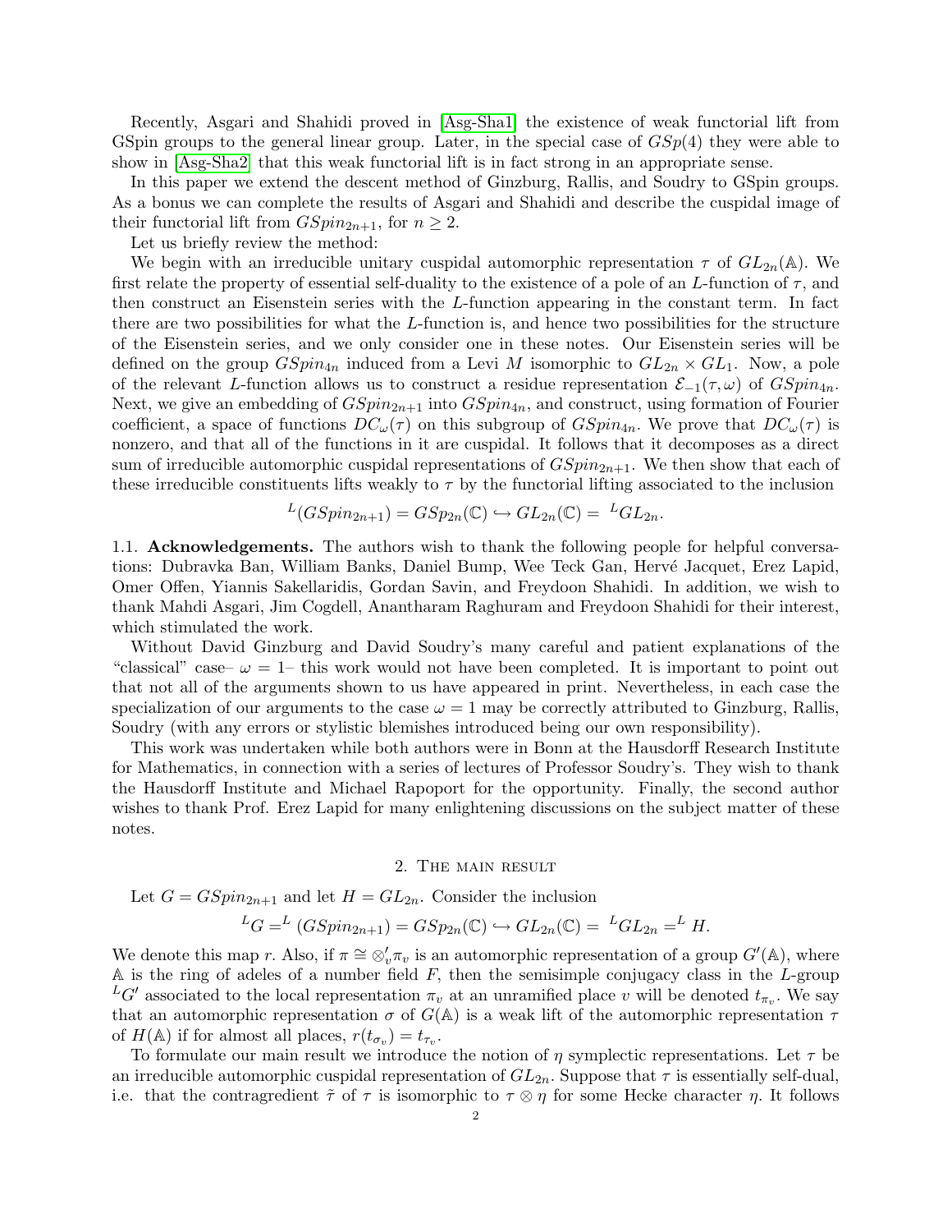Recently, Asgari and Shahidi proved in [Asg-Sha1] the existence of weak functorial lift from GSpin groups to the general linear group. Later, in the special case of $GSp(4)$ they were able to show in [Asg-Sha2] that this weak functorial lift is in fact strong in an appropriate sense.

In this paper we extend the descent method of Ginzburg, Rallis, and Soudry to GSpin groups. As a bonus we can complete the results of Asgari and Shahidi and describe the cuspidal image of their functorial lift from $GSpin_{2n+1}$, for $n \geq 2$.

Let us briefly review the method:

We begin with an irreducible unitary cuspidal automorphic representation $\tau$ of $GL_{2n}(\mathbb{A})$. We first relate the property of essential self-duality to the existence of a pole of an $L$-function of $\tau$, and then construct an Eisenstein series with the $L$-function appearing in the constant term. In fact there are two possibilities for what the $L$-function is, and hence two possibilities for the structure of the Eisenstein series, and we only consider one in these notes. Our Eisenstein series will be defined on the group $GSpin_{4n}$ induced from a Levi $M$ isomorphic to $GL_{2n} \times GL_1$. Now, a pole of the relevant $L$-function allows us to construct a residue representation $\mathcal{E}_{-1}(\tau, \omega)$ of $GSpin_{4n}$. Next, we give an embedding of $GSpin_{2n+1}$ into $GSpin_{4n}$, and construct, using formation of Fourier coefficient, a space of functions $DC_\omega(\tau)$ on this subgroup of $GSpin_{4n}$. We prove that $DC_\omega(\tau)$ is nonzero, and that all of the functions in it are cuspidal. It follows that it decomposes as a direct sum of irreducible automorphic cuspidal representations of $GSpin_{2n+1}$. We then show that each of these irreducible constituents lifts weakly to $\tau$ by the functorial lifting associated to the inclusion

$$^{L}(GSpin_{2n+1}) = GSp_{2n}(\mathbb{C}) \hookrightarrow GL_{2n}(\mathbb{C}) = {}^{L}GL_{2n}.$$

1.1. **Acknowledgements.** The authors wish to thank the following people for helpful conversations: Dubravka Ban, William Banks, Daniel Bump, Wee Teck Gan, Hervé Jacquet, Erez Lapid, Omer Offen, Yiannis Sakellaridis, Gordan Savin, and Freydoon Shahidi. In addition, we wish to thank Mahdi Asgari, Jim Cogdell, Anantharam Raghuram and Freydoon Shahidi for their interest, which stimulated the work.

Without David Ginzburg and David Soudry's many careful and patient explanations of the "classical" case– $\omega = 1$– this work would not have been completed. It is important to point out that not all of the arguments shown to us have appeared in print. Nevertheless, in each case the specialization of our arguments to the case $\omega = 1$ may be correctly attributed to Ginzburg, Rallis, Soudry (with any errors or stylistic blemishes introduced being our own responsibility).

This work was undertaken while both authors were in Bonn at the Hausdorff Research Institute for Mathematics, in connection with a series of lectures of Professor Soudry's. They wish to thank the Hausdorff Institute and Michael Rapoport for the opportunity. Finally, the second author wishes to thank Prof. Erez Lapid for many enlightening discussions on the subject matter of these notes.

## 2. The main result

Let $G = GSpin_{2n+1}$ and let $H = GL_{2n}$. Consider the inclusion

$$^{L}G = ^{L}(GSpin_{2n+1}) = GSp_{2n}(\mathbb{C}) \hookrightarrow GL_{2n}(\mathbb{C}) = {}^{L}GL_{2n} = ^{L}H.$$

We denote this map $r$. Also, if $\pi \cong \otimes_v' \pi_v$ is an automorphic representation of a group $G'(\mathbb{A})$, where $\mathbb{A}$ is the ring of adeles of a number field $F$, then the semisimple conjugacy class in the $L$-group $^{L}G'$ associated to the local representation $\pi_v$ at an unramified place $v$ will be denoted $t_{\pi_v}$. We say that an automorphic representation $\sigma$ of $G(\mathbb{A})$ is a weak lift of the automorphic representation $\tau$ of $H(\mathbb{A})$ if for almost all places, $r(t_{\sigma_v}) = t_{\tau_v}$.

To formulate our main result we introduce the notion of $\eta$ symplectic representations. Let $\tau$ be an irreducible automorphic cuspidal representation of $GL_{2n}$. Suppose that $\tau$ is essentially self-dual, i.e. that the contragredient $\tilde{\tau}$ of $\tau$ is isomorphic to $\tau \otimes \eta$ for some Hecke character $\eta$. It follows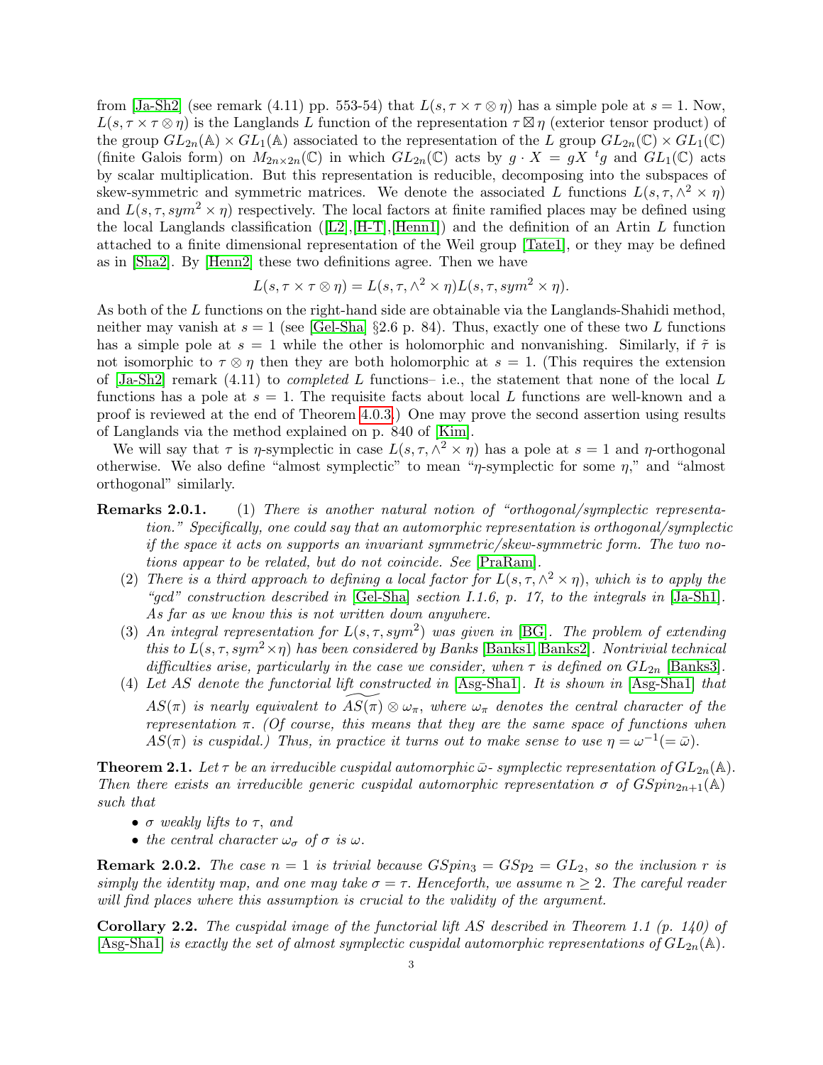from [Ja-Sh2] (see remark (4.11) pp. 553-54) that $L(s, \tau \times \tau \otimes \eta)$ has a simple pole at $s = 1$. Now, $L(s, \tau \times \tau \otimes \eta)$ is the Langlands $L$ function of the representation $\tau \boxtimes \eta$ (exterior tensor product) of the group $GL_{2n}(\mathbb{A}) \times GL_1(\mathbb{A})$ associated to the representation of the $L$ group $GL_{2n}(\mathbb{C}) \times GL_1(\mathbb{C})$ (finite Galois form) on $M_{2n\times 2n}(\mathbb{C})$ in which $GL_{2n}(\mathbb{C})$ acts by $g \cdot X = gX\ {}^t g$ and $GL_1(\mathbb{C})$ acts by scalar multiplication. But this representation is reducible, decomposing into the subspaces of skew-symmetric and symmetric matrices. We denote the associated $L$ functions $L(s, \tau, \wedge^2 \times \eta)$ and $L(s, \tau, sym^2 \times \eta)$ respectively. The local factors at finite ramified places may be defined using the local Langlands classification ([L2],[H-T],[Henn1]) and the definition of an Artin $L$ function attached to a finite dimensional representation of the Weil group [Tate1], or they may be defined as in [Sha2]. By [Henn2] these two definitions agree. Then we have

$$L(s, \tau \times \tau \otimes \eta) = L(s, \tau, \wedge^2 \times \eta)L(s, \tau, sym^2 \times \eta).$$

As both of the $L$ functions on the right-hand side are obtainable via the Langlands-Shahidi method, neither may vanish at $s = 1$ (see [Gel-Sha] §2.6 p. 84). Thus, exactly one of these two $L$ functions has a simple pole at $s = 1$ while the other is holomorphic and nonvanishing. Similarly, if $\tilde{\tau}$ is not isomorphic to $\tau \otimes \eta$ then they are both holomorphic at $s = 1$. (This requires the extension of [Ja-Sh2] remark (4.11) to *completed* $L$ functions– i.e., the statement that none of the local $L$ functions has a pole at $s = 1$. The requisite facts about local $L$ functions are well-known and a proof is reviewed at the end of Theorem 4.0.3.) One may prove the second assertion using results of Langlands via the method explained on p. 840 of [Kim].

We will say that $\tau$ is $\eta$-symplectic in case $L(s, \tau, \wedge^2 \times \eta)$ has a pole at $s = 1$ and $\eta$-orthogonal otherwise. We also define "almost symplectic" to mean "$\eta$-symplectic for some $\eta$," and "almost orthogonal" similarly.

**Remarks 2.0.1.**
(1) *There is another natural notion of "orthogonal/symplectic representation." Specifically, one could say that an automorphic representation is orthogonal/symplectic if the space it acts on supports an invariant symmetric/skew-symmetric form. The two notions appear to be related, but do not coincide. See [PraRam].*
(2) *There is a third approach to defining a local factor for $L(s, \tau, \wedge^2 \times \eta)$, which is to apply the "gcd" construction described in [Gel-Sha] section I.1.6, p. 17, to the integrals in [Ja-Sh1]. As far as we know this is not written down anywhere.*
(3) *An integral representation for $L(s, \tau, sym^2)$ was given in [BG]. The problem of extending this to $L(s, \tau, sym^2 \times \eta)$ has been considered by Banks [Banks1, Banks2]. Nontrivial technical difficulties arise, particularly in the case we consider, when $\tau$ is defined on $GL_{2n}$ [Banks3].*
(4) *Let $AS$ denote the functorial lift constructed in [Asg-Sha1]. It is shown in [Asg-Sha1] that $AS(\pi)$ is nearly equivalent to $\widetilde{AS(\pi)} \otimes \omega_\pi$, where $\omega_\pi$ denotes the central character of the representation $\pi$. (Of course, this means that they are the same space of functions when $AS(\pi)$ is cuspidal.) Thus, in practice it turns out to make sense to use $\eta = \omega^{-1}(= \bar{\omega})$.*

**Theorem 2.1.** *Let $\tau$ be an irreducible cuspidal automorphic $\bar{\omega}$- symplectic representation of $GL_{2n}(\mathbb{A})$. Then there exists an irreducible generic cuspidal automorphic representation $\sigma$ of $GSpin_{2n+1}(\mathbb{A})$ such that*

- *$\sigma$ weakly lifts to $\tau$, and*
- *the central character $\omega_\sigma$ of $\sigma$ is $\omega$.*

**Remark 2.0.2.** *The case $n = 1$ is trivial because $GSpin_3 = GSp_2 = GL_2$, so the inclusion $r$ is simply the identity map, and one may take $\sigma = \tau$. Henceforth, we assume $n \geq 2$. The careful reader will find places where this assumption is crucial to the validity of the argument.*

**Corollary 2.2.** *The cuspidal image of the functorial lift $AS$ described in Theorem 1.1 (p. 140) of [Asg-Sha1] is exactly the set of almost symplectic cuspidal automorphic representations of $GL_{2n}(\mathbb{A})$.*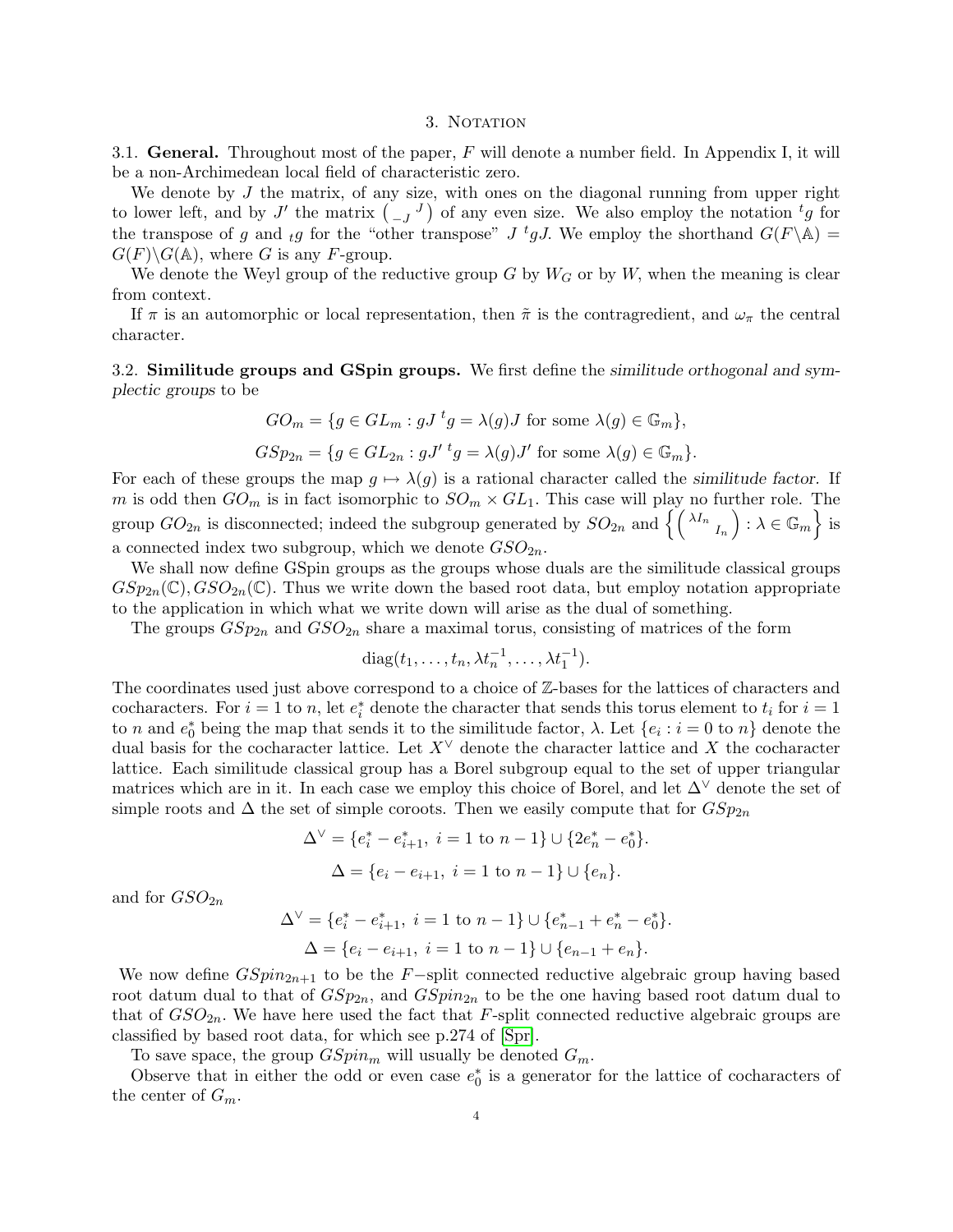# 3. Notation

**3.1. General.** Throughout most of the paper, $F$ will denote a number field. In Appendix I, it will be a non-Archimedean local field of characteristic zero.

We denote by $J$ the matrix, of any size, with ones on the diagonal running from upper right to lower left, and by $J'$ the matrix $\begin{pmatrix} & J \\ -J & \end{pmatrix}$ of any even size. We also employ the notation ${}^t g$ for the transpose of $g$ and ${}_t g$ for the "other transpose" $J\ {}^t g J$. We employ the shorthand $G(F\backslash\mathbb{A}) = G(F)\backslash G(\mathbb{A})$, where $G$ is any $F$-group.

We denote the Weyl group of the reductive group $G$ by $W_G$ or by $W$, when the meaning is clear from context.

If $\pi$ is an automorphic or local representation, then $\tilde{\pi}$ is the contragredient, and $\omega_\pi$ the central character.

**3.2. Similitude groups and GSpin groups.** We first define the *similitude orthogonal and symplectic groups* to be

$$GO_m = \{g \in GL_m : gJ\ {}^t g = \lambda(g)J \text{ for some } \lambda(g) \in \mathbb{G}_m\},$$

$$GSp_{2n} = \{g \in GL_{2n} : gJ'\ {}^t g = \lambda(g)J' \text{ for some } \lambda(g) \in \mathbb{G}_m\}.$$

For each of these groups the map $g \mapsto \lambda(g)$ is a rational character called the *similitude factor*. If $m$ is odd then $GO_m$ is in fact isomorphic to $SO_m \times GL_1$. This case will play no further role. The group $GO_{2n}$ is disconnected; indeed the subgroup generated by $SO_{2n}$ and $\left\{ \begin{pmatrix} \lambda I_n & \\ & I_n \end{pmatrix} : \lambda \in \mathbb{G}_m \right\}$ is a connected index two subgroup, which we denote $GSO_{2n}$.

We shall now define GSpin groups as the groups whose duals are the similitude classical groups $GSp_{2n}(\mathbb{C}), GSO_{2n}(\mathbb{C})$. Thus we write down the based root data, but employ notation appropriate to the application in which what we write down will arise as the dual of something.

The groups $GSp_{2n}$ and $GSO_{2n}$ share a maximal torus, consisting of matrices of the form

$$\operatorname{diag}(t_1, \dots, t_n, \lambda t_n^{-1}, \dots, \lambda t_1^{-1}).$$

The coordinates used just above correspond to a choice of $\mathbb{Z}$-bases for the lattices of characters and cocharacters. For $i = 1$ to $n$, let $e_i^*$ denote the character that sends this torus element to $t_i$ for $i = 1$ to $n$ and $e_0^*$ being the map that sends it to the similitude factor, $\lambda$. Let $\{e_i : i = 0 \text{ to } n\}$ denote the dual basis for the cocharacter lattice. Let $X^\vee$ denote the character lattice and $X$ the cocharacter lattice. Each similitude classical group has a Borel subgroup equal to the set of upper triangular matrices which are in it. In each case we employ this choice of Borel, and let $\Delta^\vee$ denote the set of simple roots and $\Delta$ the set of simple coroots. Then we easily compute that for $GSp_{2n}$

$$\Delta^\vee = \{e_i^* - e_{i+1}^*,\ i = 1 \text{ to } n-1\} \cup \{2e_n^* - e_0^*\}.$$

$$\Delta = \{e_i - e_{i+1},\ i = 1 \text{ to } n-1\} \cup \{e_n\}.$$

and for $GSO_{2n}$

$$\Delta^\vee = \{e_i^* - e_{i+1}^*,\ i = 1 \text{ to } n-1\} \cup \{e_{n-1}^* + e_n^* - e_0^*\}.$$

$$\Delta = \{e_i - e_{i+1},\ i = 1 \text{ to } n-1\} \cup \{e_{n-1} + e_n\}.$$

We now define $GSpin_{2n+1}$ to be the $F-$split connected reductive algebraic group having based root datum dual to that of $GSp_{2n}$, and $GSpin_{2n}$ to be the one having based root datum dual to that of $GSO_{2n}$. We have here used the fact that $F$-split connected reductive algebraic groups are classified by based root data, for which see p.274 of [Spr].

To save space, the group $GSpin_m$ will usually be denoted $G_m$.

Observe that in either the odd or even case $e_0^*$ is a generator for the lattice of cocharacters of the center of $G_m$.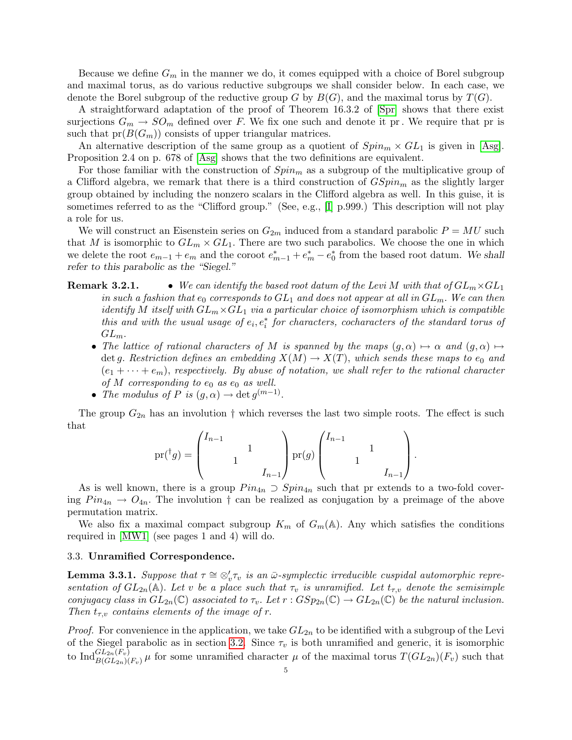Because we define $G_m$ in the manner we do, it comes equipped with a choice of Borel subgroup and maximal torus, as do various reductive subgroups we shall consider below. In each case, we denote the Borel subgroup of the reductive group $G$ by $B(G)$, and the maximal torus by $T(G)$.

A straightforward adaptation of the proof of Theorem 16.3.2 of [Spr] shows that there exist surjections $G_m \to SO_m$ defined over $F$. We fix one such and denote it pr. We require that pr is such that $\mathrm{pr}(B(G_m))$ consists of upper triangular matrices.

An alternative description of the same group as a quotient of $Spin_m \times GL_1$ is given in [Asg]. Proposition 2.4 on p. 678 of [Asg] shows that the two definitions are equivalent.

For those familiar with the construction of $Spin_m$ as a subgroup of the multiplicative group of a Clifford algebra, we remark that there is a third construction of $GSpin_m$ as the slightly larger group obtained by including the nonzero scalars in the Clifford algebra as well. In this guise, it is sometimes referred to as the "Clifford group." (See, e.g., [I] p.999.) This description will not play a role for us.

We will construct an Eisenstein series on $G_{2m}$ induced from a standard parabolic $P = MU$ such that $M$ is isomorphic to $GL_m \times GL_1$. There are two such parabolics. We choose the one in which we delete the root $e_{m-1} + e_m$ and the coroot $e^*_{m-1} + e^*_m - e^*_0$ from the based root datum. *We shall refer to this parabolic as the "Siegel."*

**Remark 3.2.1.**

- *We can identify the based root datum of the Levi $M$ with that of $GL_m \times GL_1$ in such a fashion that $e_0$ corresponds to $GL_1$ and does not appear at all in $GL_m$. We can then identify $M$ itself with $GL_m \times GL_1$ via a particular choice of isomorphism which is compatible this and with the usual usage of $e_i, e^*_i$ for characters, cocharacters of the standard torus of $GL_m$.*
- *The lattice of rational characters of $M$ is spanned by the maps $(g, \alpha) \mapsto \alpha$ and $(g, \alpha) \mapsto \det g$. Restriction defines an embedding $X(M) \to X(T)$, which sends these maps to $e_0$ and $(e_1 + \cdots + e_m)$, respectively. By abuse of notation, we shall refer to the rational character of $M$ corresponding to $e_0$ as $e_0$ as well.*
- *The modulus of $P$ is $(g, \alpha) \to \det g^{(m-1)}$.*

The group $G_{2n}$ has an involution $\dagger$ which reverses the last two simple roots. The effect is such that

$$\mathrm{pr}({}^{\dagger}g) = \begin{pmatrix} I_{n-1} & & & \\ & & 1 & \\ & 1 & & \\ & & & I_{n-1} \end{pmatrix} \mathrm{pr}(g) \begin{pmatrix} I_{n-1} & & & \\ & & 1 & \\ & 1 & & \\ & & & I_{n-1} \end{pmatrix}.$$

As is well known, there is a group $Pin_{4n} \supset Spin_{4n}$ such that pr extends to a two-fold covering $Pin_{4n} \to O_{4n}$. The involution $\dagger$ can be realized as conjugation by a preimage of the above permutation matrix.

We also fix a maximal compact subgroup $K_m$ of $G_m(\mathbb{A})$. Any which satisfies the conditions required in [MW1] (see pages 1 and 4) will do.

### 3.3. Unramified Correspondence.

**Lemma 3.3.1.** *Suppose that $\tau \cong \otimes'_v \tau_v$ is an $\bar{\omega}$-symplectic irreducible cuspidal automorphic representation of $GL_{2n}(\mathbb{A})$. Let $v$ be a place such that $\tau_v$ is unramified. Let $t_{\tau,v}$ denote the semisimple conjugacy class in $GL_{2n}(\mathbb{C})$ associated to $\tau_v$. Let $r : GSp_{2n}(\mathbb{C}) \to GL_{2n}(\mathbb{C})$ be the natural inclusion. Then $t_{\tau,v}$ contains elements of the image of $r$.*

*Proof.* For convenience in the application, we take $GL_{2n}$ to be identified with a subgroup of the Levi of the Siegel parabolic as in section 3.2. Since $\tau_v$ is both unramified and generic, it is isomorphic to $\mathrm{Ind}_{B(GL_{2n})(F_v)}^{GL_{2n}(F_v)} \mu$ for some unramified character $\mu$ of the maximal torus $T(GL_{2n})(F_v)$ such that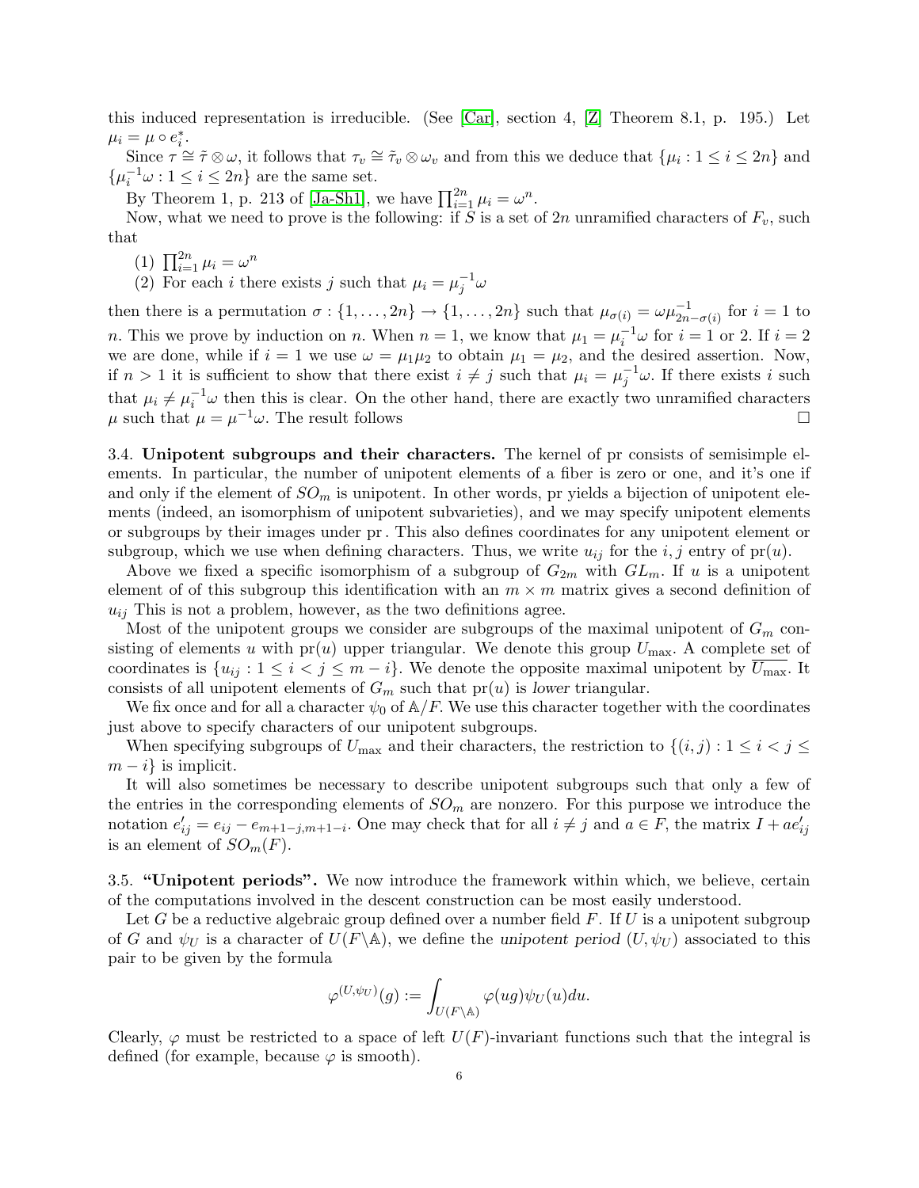this induced representation is irreducible. (See [Car], section 4, [Z] Theorem 8.1, p. 195.) Let $\mu_i = \mu \circ e_i^*$.

Since $\tau \cong \tilde{\tau} \otimes \omega$, it follows that $\tau_v \cong \tilde{\tau}_v \otimes \omega_v$ and from this we deduce that $\{\mu_i : 1 \le i \le 2n\}$ and $\{\mu_i^{-1}\omega : 1 \le i \le 2n\}$ are the same set.

By Theorem 1, p. 213 of [Ja-Sh1], we have $\prod_{i=1}^{2n} \mu_i = \omega^n$.

Now, what we need to prove is the following: if $S$ is a set of $2n$ unramified characters of $F_v$, such that

(1) $\prod_{i=1}^{2n} \mu_i = \omega^n$

(2) For each $i$ there exists $j$ such that $\mu_i = \mu_j^{-1}\omega$

then there is a permutation $\sigma : \{1, \dots, 2n\} \to \{1, \dots, 2n\}$ such that $\mu_{\sigma(i)} = \omega\mu_{2n-\sigma(i)}^{-1}$ for $i = 1$ to $n$. This we prove by induction on $n$. When $n = 1$, we know that $\mu_1 = \mu_i^{-1}\omega$ for $i = 1$ or 2. If $i = 2$ we are done, while if $i = 1$ we use $\omega = \mu_1\mu_2$ to obtain $\mu_1 = \mu_2$, and the desired assertion. Now, if $n > 1$ it is sufficient to show that there exist $i \ne j$ such that $\mu_i = \mu_j^{-1}\omega$. If there exists $i$ such that $\mu_i \ne \mu_i^{-1}\omega$ then this is clear. On the other hand, there are exactly two unramified characters $\mu$ such that $\mu = \mu^{-1}\omega$. The result follows □

3.4. **Unipotent subgroups and their characters.** The kernel of pr consists of semisimple elements. In particular, the number of unipotent elements of a fiber is zero or one, and it's one if and only if the element of $SO_m$ is unipotent. In other words, pr yields a bijection of unipotent elements (indeed, an isomorphism of unipotent subvarieties), and we may specify unipotent elements or subgroups by their images under pr. This also defines coordinates for any unipotent element or subgroup, which we use when defining characters. Thus, we write $u_{ij}$ for the $i, j$ entry of $\mathrm{pr}(u)$.

Above we fixed a specific isomorphism of a subgroup of $G_{2m}$ with $GL_m$. If $u$ is a unipotent element of of this subgroup this identification with an $m \times m$ matrix gives a second definition of $u_{ij}$ This is not a problem, however, as the two definitions agree.

Most of the unipotent groups we consider are subgroups of the maximal unipotent of $G_m$ consisting of elements $u$ with $\mathrm{pr}(u)$ upper triangular. We denote this group $U_{\max}$. A complete set of coordinates is $\{u_{ij} : 1 \le i < j \le m - i\}$. We denote the opposite maximal unipotent by $\overline{U_{\max}}$. It consists of all unipotent elements of $G_m$ such that $\mathrm{pr}(u)$ is *lower* triangular.

We fix once and for all a character $\psi_0$ of $\mathbb{A}/F$. We use this character together with the coordinates just above to specify characters of our unipotent subgroups.

When specifying subgroups of $U_{\max}$ and their characters, the restriction to $\{(i, j) : 1 \le i < j \le m - i\}$ is implicit.

It will also sometimes be necessary to describe unipotent subgroups such that only a few of the entries in the corresponding elements of $SO_m$ are nonzero. For this purpose we introduce the notation $e'_{ij} = e_{ij} - e_{m+1-j,m+1-i}$. One may check that for all $i \ne j$ and $a \in F$, the matrix $I + ae'_{ij}$ is an element of $SO_m(F)$.

3.5. **"Unipotent periods".** We now introduce the framework within which, we believe, certain of the computations involved in the descent construction can be most easily understood.

Let $G$ be a reductive algebraic group defined over a number field $F$. If $U$ is a unipotent subgroup of $G$ and $\psi_U$ is a character of $U(F\backslash\mathbb{A})$, we define the *unipotent period* $(U, \psi_U)$ associated to this pair to be given by the formula

$$\varphi^{(U,\psi_U)}(g) := \int_{U(F\backslash\mathbb{A})} \varphi(ug)\psi_U(u)du.$$

Clearly, $\varphi$ must be restricted to a space of left $U(F)$-invariant functions such that the integral is defined (for example, because $\varphi$ is smooth).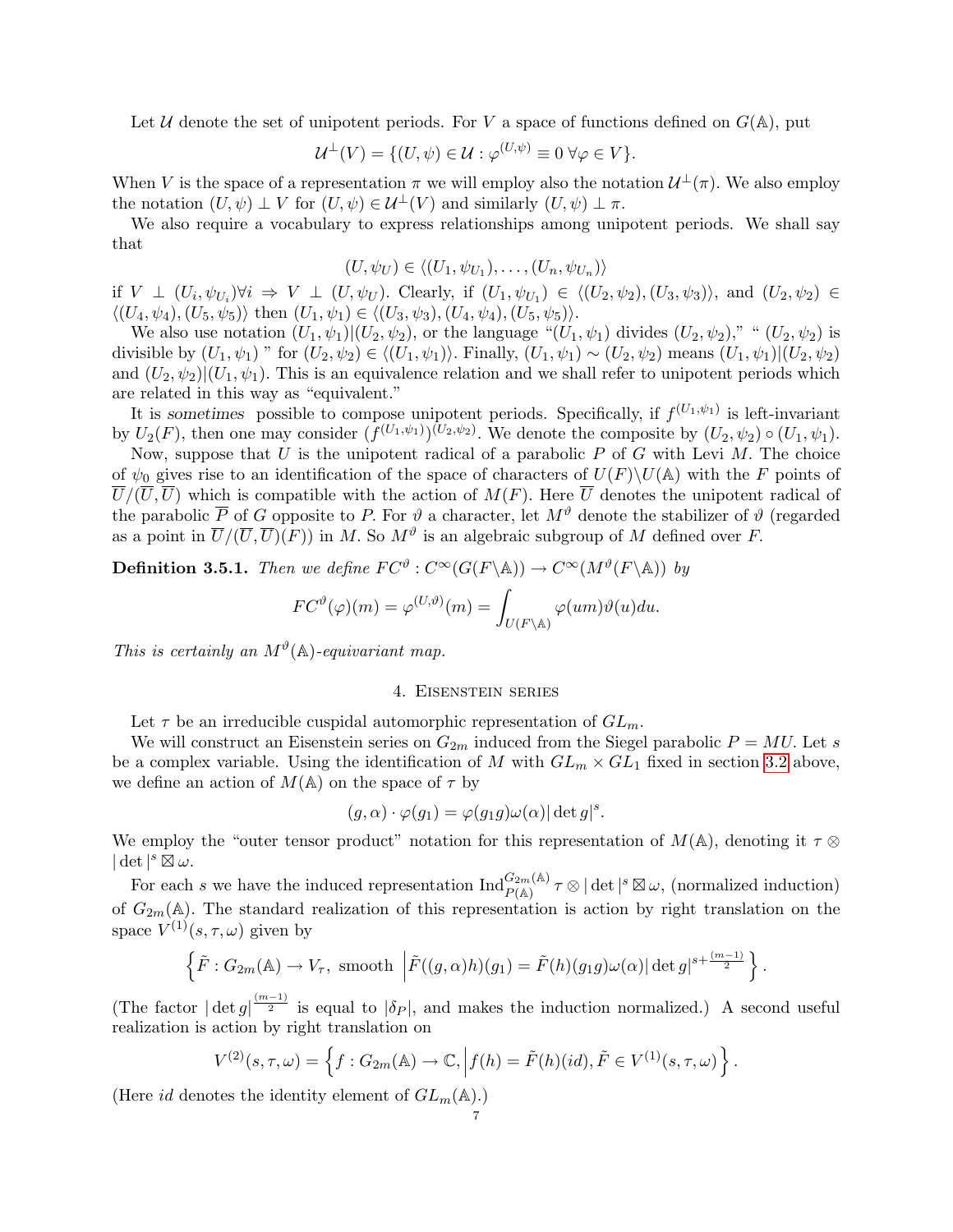Let $\mathcal{U}$ denote the set of unipotent periods. For $V$ a space of functions defined on $G(\mathbb{A})$, put

$$\mathcal{U}^{\perp}(V) = \{(U, \psi) \in \mathcal{U} : \varphi^{(U,\psi)} \equiv 0 \; \forall \varphi \in V\}.$$

When $V$ is the space of a representation $\pi$ we will employ also the notation $\mathcal{U}^{\perp}(\pi)$. We also employ the notation $(U, \psi) \perp V$ for $(U, \psi) \in \mathcal{U}^{\perp}(V)$ and similarly $(U, \psi) \perp \pi$.

We also require a vocabulary to express relationships among unipotent periods. We shall say that

$$(U, \psi_U) \in \langle (U_1, \psi_{U_1}), \ldots, (U_n, \psi_{U_n}) \rangle$$

if $V \perp (U_i, \psi_{U_i}) \forall i \Rightarrow V \perp (U, \psi_U)$. Clearly, if $(U_1, \psi_{U_1}) \in \langle (U_2, \psi_2), (U_3, \psi_3) \rangle$, and $(U_2, \psi_2) \in \langle (U_4, \psi_4), (U_5, \psi_5) \rangle$ then $(U_1, \psi_1) \in \langle (U_3, \psi_3), (U_4, \psi_4), (U_5, \psi_5) \rangle$.

We also use notation $(U_1, \psi_1)|(U_2, \psi_2)$, or the language "$(U_1, \psi_1)$ divides $(U_2, \psi_2)$," "$(U_2, \psi_2)$ is divisible by $(U_1, \psi_1)$" for $(U_2, \psi_2) \in \langle (U_1, \psi_1) \rangle$. Finally, $(U_1, \psi_1) \sim (U_2, \psi_2)$ means $(U_1, \psi_1)|(U_2, \psi_2)$ and $(U_2, \psi_2)|(U_1, \psi_1)$. This is an equivalence relation and we shall refer to unipotent periods which are related in this way as "equivalent."

It is *sometimes* possible to compose unipotent periods. Specifically, if $f^{(U_1, \psi_1)}$ is left-invariant by $U_2(F)$, then one may consider $(f^{(U_1,\psi_1)})^{(U_2,\psi_2)}$. We denote the composite by $(U_2, \psi_2) \circ (U_1, \psi_1)$.

Now, suppose that $U$ is the unipotent radical of a parabolic $P$ of $G$ with Levi $M$. The choice of $\psi_0$ gives rise to an identification of the space of characters of $U(F)\backslash U(\mathbb{A})$ with the $F$ points of $\overline{U}/(\overline{U}, \overline{U})$ which is compatible with the action of $M(F)$. Here $\overline{U}$ denotes the unipotent radical of the parabolic $\overline{P}$ of $G$ opposite to $P$. For $\vartheta$ a character, let $M^{\vartheta}$ denote the stabilizer of $\vartheta$ (regarded as a point in $\overline{U}/(\overline{U}, \overline{U})(F)$) in $M$. So $M^{\vartheta}$ is an algebraic subgroup of $M$ defined over $F$.

**Definition 3.5.1.** *Then we define $FC^{\vartheta} : C^{\infty}(G(F\backslash\mathbb{A})) \to C^{\infty}(M^{\vartheta}(F\backslash\mathbb{A}))$ by*

$$FC^{\vartheta}(\varphi)(m) = \varphi^{(U,\vartheta)}(m) = \int_{U(F\backslash\mathbb{A})} \varphi(um)\vartheta(u)du.$$

*This is certainly an $M^{\vartheta}(\mathbb{A})$-equivariant map.*

## 4. Eisenstein series

Let $\tau$ be an irreducible cuspidal automorphic representation of $GL_m$.

We will construct an Eisenstein series on $G_{2m}$ induced from the Siegel parabolic $P = MU$. Let $s$ be a complex variable. Using the identification of $M$ with $GL_m \times GL_1$ fixed in section 3.2 above, we define an action of $M(\mathbb{A})$ on the space of $\tau$ by

$$(g, \alpha) \cdot \varphi(g_1) = \varphi(g_1 g)\omega(\alpha)|\det g|^s.$$

We employ the "outer tensor product" notation for this representation of $M(\mathbb{A})$, denoting it $\tau \otimes |\det|^s \boxtimes \omega$.

For each $s$ we have the induced representation $\mathrm{Ind}_{P(\mathbb{A})}^{G_{2m}(\mathbb{A})} \tau \otimes |\det|^s \boxtimes \omega$, (normalized induction) of $G_{2m}(\mathbb{A})$. The standard realization of this representation is action by right translation on the space $V^{(1)}(s, \tau, \omega)$ given by

$$\left\{ \tilde{F} : G_{2m}(\mathbb{A}) \to V_{\tau}, \text{ smooth } \left| \tilde{F}((g, \alpha)h)(g_1) = \tilde{F}(h)(g_1 g)\omega(\alpha)|\det g|^{s + \frac{(m-1)}{2}} \right. \right\}.$$

(The factor $|\det g|^{\frac{(m-1)}{2}}$ is equal to $|\delta_P|$, and makes the induction normalized.) A second useful realization is action by right translation on

$$V^{(2)}(s, \tau, \omega) = \left\{ f : G_{2m}(\mathbb{A}) \to \mathbb{C}, \left| f(h) = \tilde{F}(h)(id), \tilde{F} \in V^{(1)}(s, \tau, \omega) \right. \right\}.$$

(Here $id$ denotes the identity element of $GL_m(\mathbb{A})$.)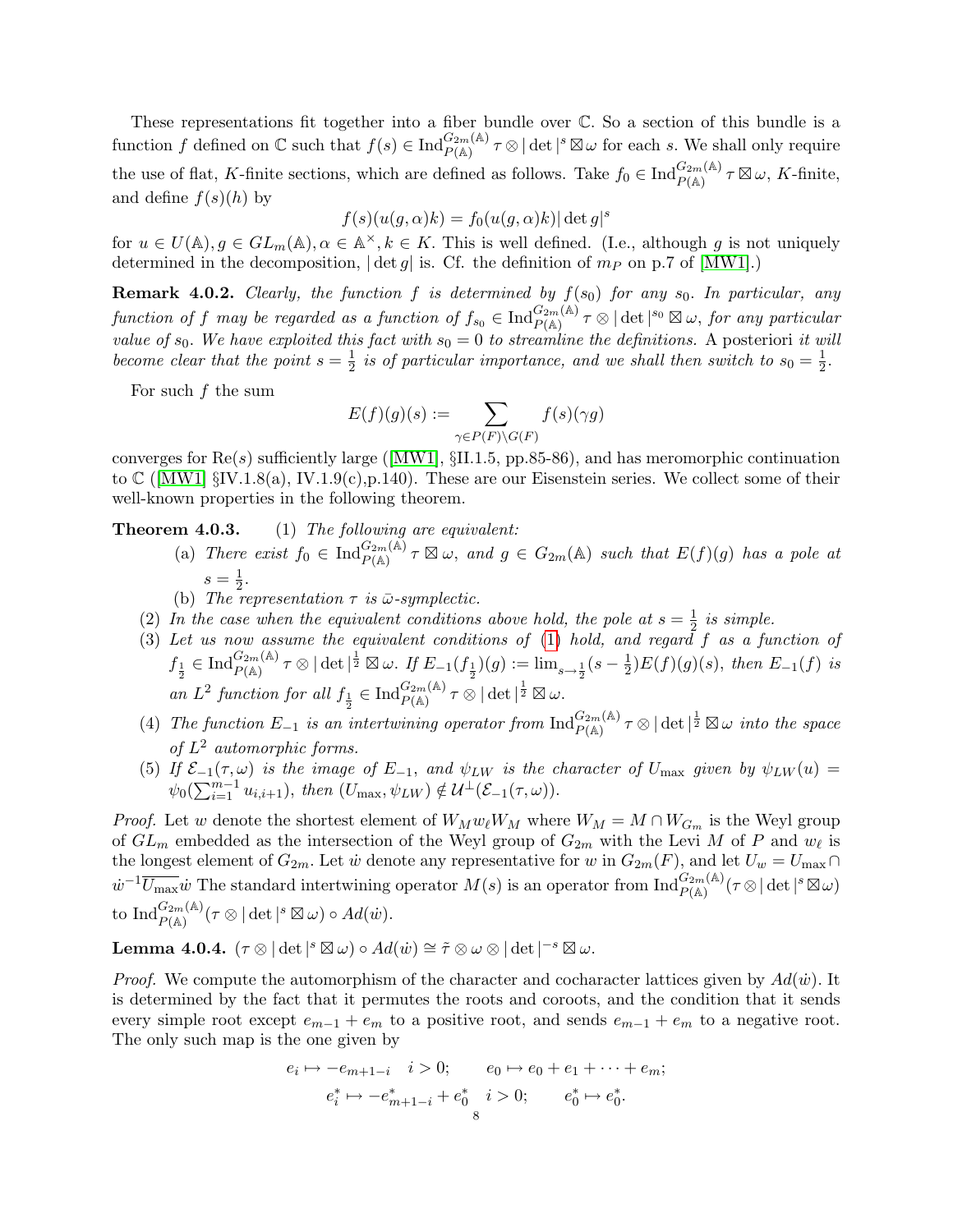These representations fit together into a fiber bundle over $\mathbb{C}$. So a section of this bundle is a function $f$ defined on $\mathbb{C}$ such that $f(s) \in \operatorname{Ind}_{P(\mathbb{A})}^{G_{2m}(\mathbb{A})} \tau \otimes |\det|^s \boxtimes \omega$ for each $s$. We shall only require the use of flat, $K$-finite sections, which are defined as follows. Take $f_0 \in \operatorname{Ind}_{P(\mathbb{A})}^{G_{2m}(\mathbb{A})} \tau \boxtimes \omega$, $K$-finite, and define $f(s)(h)$ by

$$f(s)(u(g,\alpha)k) = f_0(u(g,\alpha)k)|\det g|^s$$

for $u \in U(\mathbb{A}), g \in GL_m(\mathbb{A}), \alpha \in \mathbb{A}^\times, k \in K$. This is well defined. (I.e., although $g$ is not uniquely determined in the decomposition, $|\det g|$ is. Cf. the definition of $m_P$ on p.7 of [MW1].)

**Remark 4.0.2.** *Clearly, the function $f$ is determined by $f(s_0)$ for any $s_0$. In particular, any function of $f$ may be regarded as a function of $f_{s_0} \in \operatorname{Ind}_{P(\mathbb{A})}^{G_{2m}(\mathbb{A})} \tau \otimes |\det|^{s_0} \boxtimes \omega$, for any particular value of $s_0$. We have exploited this fact with $s_0 = 0$ to streamline the definitions.* A posteriori *it will become clear that the point $s = \frac{1}{2}$ is of particular importance, and we shall then switch to $s_0 = \frac{1}{2}$.*

For such $f$ the sum

$$E(f)(g)(s) := \sum_{\gamma \in P(F)\backslash G(F)} f(s)(\gamma g)$$

converges for $\operatorname{Re}(s)$ sufficiently large ([MW1], §II.1.5, pp.85-86), and has meromorphic continuation to $\mathbb{C}$ ([MW1] §IV.1.8(a), IV.1.9(c),p.140). These are our Eisenstein series. We collect some of their well-known properties in the following theorem.

**Theorem 4.0.3.** (1) *The following are equivalent:*

(a) *There exist $f_0 \in \operatorname{Ind}_{P(\mathbb{A})}^{G_{2m}(\mathbb{A})} \tau \boxtimes \omega$, and $g \in G_{2m}(\mathbb{A})$ such that $E(f)(g)$ has a pole at $s = \frac{1}{2}$.*

(b) *The representation $\tau$ is $\bar{\omega}$-symplectic.*

(2) *In the case when the equivalent conditions above hold, the pole at $s = \frac{1}{2}$ is simple.*

(3) *Let us now assume the equivalent conditions of (1) hold, and regard $f$ as a function of $f_{\frac{1}{2}} \in \operatorname{Ind}_{P(\mathbb{A})}^{G_{2m}(\mathbb{A})} \tau \otimes |\det|^{\frac{1}{2}} \boxtimes \omega$. If $E_{-1}(f_{\frac{1}{2}})(g) := \lim_{s \to \frac{1}{2}} (s - \frac{1}{2}) E(f)(g)(s)$, then $E_{-1}(f)$ is an $L^2$ function for all $f_{\frac{1}{2}} \in \operatorname{Ind}_{P(\mathbb{A})}^{G_{2m}(\mathbb{A})} \tau \otimes |\det|^{\frac{1}{2}} \boxtimes \omega$.*

(4) *The function $E_{-1}$ is an intertwining operator from $\operatorname{Ind}_{P(\mathbb{A})}^{G_{2m}(\mathbb{A})} \tau \otimes |\det|^{\frac{1}{2}} \boxtimes \omega$ into the space of $L^2$ automorphic forms.*

(5) *If $\mathcal{E}_{-1}(\tau, \omega)$ is the image of $E_{-1}$, and $\psi_{LW}$ is the character of $U_{\max}$ given by $\psi_{LW}(u) = \psi_0(\sum_{i=1}^{m-1} u_{i,i+1})$, then $(U_{\max}, \psi_{LW}) \notin \mathcal{U}^\perp(\mathcal{E}_{-1}(\tau, \omega))$.*

*Proof.* Let $w$ denote the shortest element of $W_M w_\ell W_M$ where $W_M = M \cap W_{G_m}$ is the Weyl group of $GL_m$ embedded as the intersection of the Weyl group of $G_{2m}$ with the Levi $M$ of $P$ and $w_\ell$ is the longest element of $G_{2m}$. Let $\dot{w}$ denote any representative for $w$ in $G_{2m}(F)$, and let $U_w = U_{\max} \cap \dot{w}^{-1} \overline{U_{\max}} \dot{w}$ The standard intertwining operator $M(s)$ is an operator from $\operatorname{Ind}_{P(\mathbb{A})}^{G_{2m}(\mathbb{A})}(\tau \otimes |\det|^s \boxtimes \omega)$ to $\operatorname{Ind}_{P(\mathbb{A})}^{G_{2m}(\mathbb{A})}(\tau \otimes |\det|^s \boxtimes \omega) \circ Ad(\dot{w})$.

**Lemma 4.0.4.** $(\tau \otimes |\det|^s \boxtimes \omega) \circ Ad(\dot{w}) \cong \tilde{\tau} \otimes \omega \otimes |\det|^{-s} \boxtimes \omega$.

*Proof.* We compute the automorphism of the character and cocharacter lattices given by $Ad(\dot{w})$. It is determined by the fact that it permutes the roots and coroots, and the condition that it sends every simple root except $e_{m-1} + e_m$ to a positive root, and sends $e_{m-1} + e_m$ to a negative root. The only such map is the one given by

$$e_i \mapsto -e_{m+1-i} \quad i > 0; \qquad e_0 \mapsto e_0 + e_1 + \cdots + e_m;$$
$$e_i^* \mapsto -e_{m+1-i}^* + e_0^* \quad i > 0; \qquad e_0^* \mapsto e_0^*.$$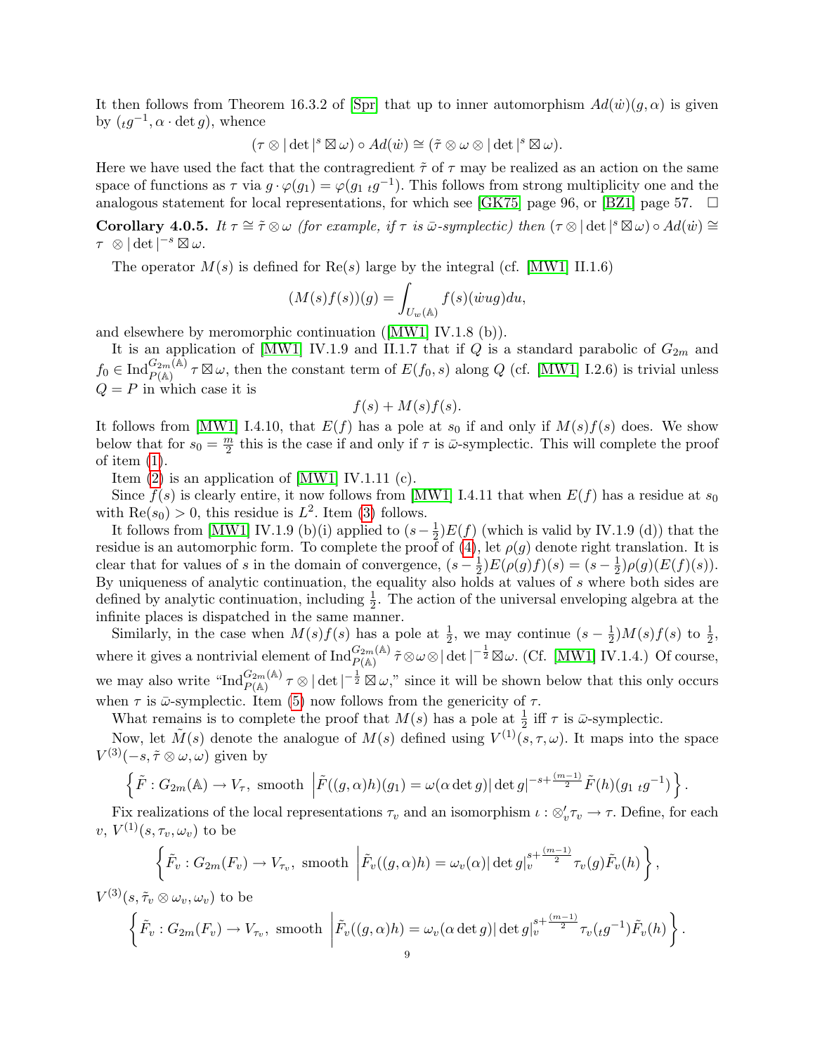It then follows from Theorem 16.3.2 of [Spr] that up to inner automorphism $Ad(\dot{w})(g, \alpha)$ is given by $({}_t g^{-1}, \alpha \cdot \det g)$, whence

$$(\tau \otimes |\det|^s \boxtimes \omega) \circ Ad(\dot{w}) \cong (\tilde{\tau} \otimes \omega \otimes |\det|^s \boxtimes \omega).$$

Here we have used the fact that the contragredient $\tilde{\tau}$ of $\tau$ may be realized as an action on the same space of functions as $\tau$ via $g \cdot \varphi(g_1) = \varphi(g_1 \, {}_t g^{-1})$. This follows from strong multiplicity one and the analogous statement for local representations, for which see [GK75] page 96, or [BZ1] page 57. $\square$

**Corollary 4.0.5.** *It $\tau \cong \tilde{\tau} \otimes \omega$ (for example, if $\tau$ is $\bar{\omega}$-symplectic) then $(\tau \otimes |\det|^s \boxtimes \omega) \circ Ad(\dot{w}) \cong \tau \ \otimes |\det|^{-s} \boxtimes \omega$.*

The operator $M(s)$ is defined for $\mathrm{Re}(s)$ large by the integral (cf. [MW1] II.1.6)

$$(M(s)f(s))(g) = \int_{U_w(\mathbb{A})} f(s)(\dot{w}ug)du,$$

and elsewhere by meromorphic continuation ([MW1] IV.1.8 (b)).

It is an application of [MW1] IV.1.9 and II.1.7 that if $Q$ is a standard parabolic of $G_{2m}$ and $f_0 \in \mathrm{Ind}_{P(\mathbb{A})}^{G_{2m}(\mathbb{A})} \tau \boxtimes \omega$, then the constant term of $E(f_0, s)$ along $Q$ (cf. [MW1] I.2.6) is trivial unless $Q = P$ in which case it is

$$f(s) + M(s)f(s).$$

It follows from [MW1] I.4.10, that $E(f)$ has a pole at $s_0$ if and only if $M(s)f(s)$ does. We show below that for $s_0 = \frac{m}{2}$ this is the case if and only if $\tau$ is $\bar{\omega}$-symplectic. This will complete the proof of item (1).

Item (2) is an application of [MW1] IV.1.11 (c).

Since $f(s)$ is clearly entire, it now follows from [MW1] I.4.11 that when $E(f)$ has a residue at $s_0$ with $\mathrm{Re}(s_0) > 0$, this residue is $L^2$. Item (3) follows.

It follows from [MW1] IV.1.9 (b)(i) applied to $(s - \frac{1}{2})E(f)$ (which is valid by IV.1.9 (d)) that the residue is an automorphic form. To complete the proof of (4), let $\rho(g)$ denote right translation. It is clear that for values of $s$ in the domain of convergence, $(s - \frac{1}{2})E(\rho(g)f)(s) = (s - \frac{1}{2})\rho(g)(E(f)(s))$. By uniqueness of analytic continuation, the equality also holds at values of $s$ where both sides are defined by analytic continuation, including $\frac{1}{2}$. The action of the universal enveloping algebra at the infinite places is dispatched in the same manner.

Similarly, in the case when $M(s)f(s)$ has a pole at $\frac{1}{2}$, we may continue $(s - \frac{1}{2})M(s)f(s)$ to $\frac{1}{2}$, where it gives a nontrivial element of $\mathrm{Ind}_{P(\mathbb{A})}^{G_{2m}(\mathbb{A})} \tilde{\tau} \otimes \omega \otimes |\det|^{-\frac{1}{2}} \boxtimes \omega$. (Cf. [MW1] IV.1.4.) Of course, we may also write "$\mathrm{Ind}_{P(\mathbb{A})}^{G_{2m}(\mathbb{A})} \tau \otimes |\det|^{-\frac{1}{2}} \boxtimes \omega$," since it will be shown below that this only occurs when $\tau$ is $\bar{\omega}$-symplectic. Item (5) now follows from the genericity of $\tau$.

What remains is to complete the proof that $M(s)$ has a pole at $\frac{1}{2}$ iff $\tau$ is $\bar{\omega}$-symplectic.

Now, let $\tilde{M}(s)$ denote the analogue of $M(s)$ defined using $V^{(1)}(s, \tau, \omega)$. It maps into the space $V^{(3)}(-s, \tilde{\tau} \otimes \omega, \omega)$ given by

$$\left\{ \tilde{F} : G_{2m}(\mathbb{A}) \to V_\tau, \text{ smooth } \left| \tilde{F}((g, \alpha)h)(g_1) = \omega(\alpha \det g) |\det g|^{-s + \frac{(m-1)}{2}} \tilde{F}(h)(g_1 \, {}_t g^{-1}) \right. \right\}.$$

Fix realizations of the local representations $\tau_v$ and an isomorphism $\iota : \otimes'_v \tau_v \to \tau$. Define, for each $v$, $V^{(1)}(s, \tau_v, \omega_v)$ to be

$$\left\{ \tilde{F}_v : G_{2m}(F_v) \to V_{\tau_v}, \text{ smooth } \left| \tilde{F}_v((g, \alpha)h) = \omega_v(\alpha) |\det g|_v^{s + \frac{(m-1)}{2}} \tau_v(g) \tilde{F}_v(h) \right. \right\},$$

$V^{(3)}(s, \tilde{\tau}_v \otimes \omega_v, \omega_v)$ to be

$$\left\{ \tilde{F}_v : G_{2m}(F_v) \to V_{\tau_v}, \text{ smooth } \left| \tilde{F}_v((g, \alpha)h) = \omega_v(\alpha \det g) |\det g|_v^{s + \frac{(m-1)}{2}} \tau_v({}_t g^{-1}) \tilde{F}_v(h) \right. \right\}.$$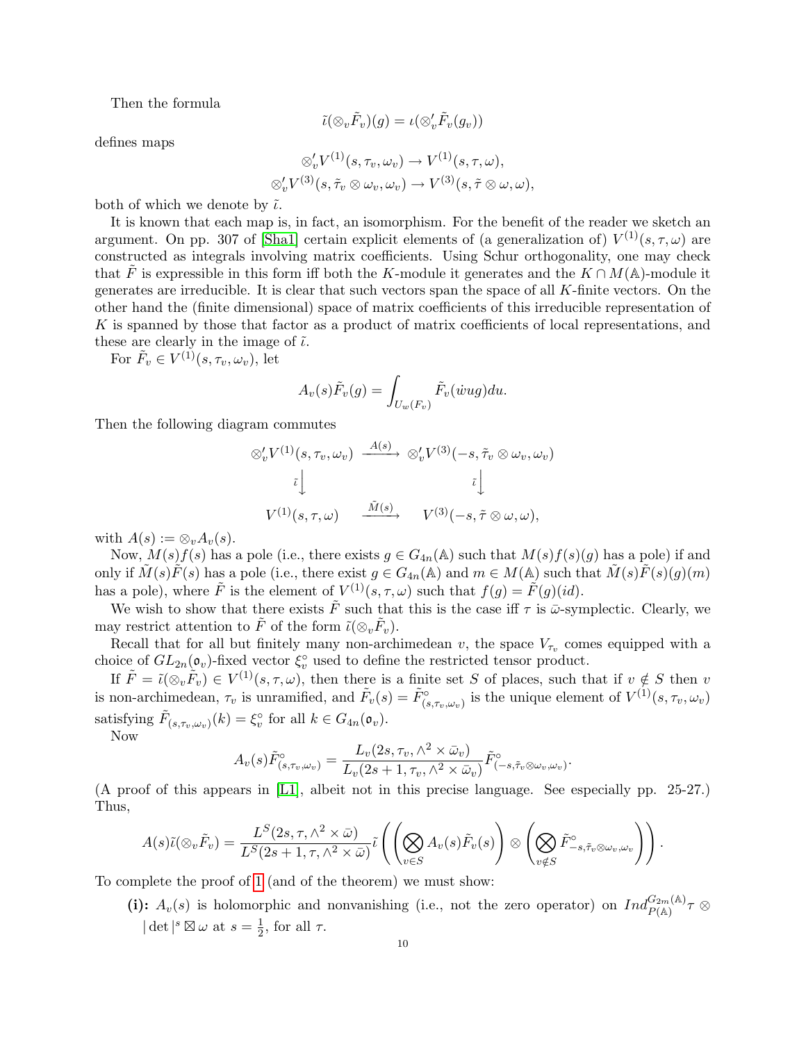Then the formula

$$\tilde{\iota}(\otimes_v \tilde{F}_v)(g) = \iota(\otimes'_v \tilde{F}_v(g_v))$$

defines maps

$$\otimes'_v V^{(1)}(s, \tau_v, \omega_v) \to V^{(1)}(s, \tau, \omega),$$
$$\otimes'_v V^{(3)}(s, \tilde{\tau}_v \otimes \omega_v, \omega_v) \to V^{(3)}(s, \tilde{\tau} \otimes \omega, \omega),$$

both of which we denote by $\tilde{\iota}$.

It is known that each map is, in fact, an isomorphism. For the benefit of the reader we sketch an argument. On pp. 307 of [Sha1] certain explicit elements of (a generalization of) $V^{(1)}(s, \tau, \omega)$ are constructed as integrals involving matrix coefficients. Using Schur orthogonality, one may check that $\tilde{F}$ is expressible in this form iff both the $K$-module it generates and the $K \cap M(\mathbb{A})$-module it generates are irreducible. It is clear that such vectors span the space of all $K$-finite vectors. On the other hand the (finite dimensional) space of matrix coefficients of this irreducible representation of $K$ is spanned by those that factor as a product of matrix coefficients of local representations, and these are clearly in the image of $\tilde{\iota}$.

For $\tilde{F}_v \in V^{(1)}(s, \tau_v, \omega_v)$, let

$$A_v(s)\tilde{F}_v(g) = \int_{U_w(F_v)} \tilde{F}_v(\dot{w}ug)du.$$

Then the following diagram commutes

$$\begin{array}{ccc} \otimes'_v V^{(1)}(s, \tau_v, \omega_v) & \xrightarrow{A(s)} & \otimes'_v V^{(3)}(-s, \tilde{\tau}_v \otimes \omega_v, \omega_v) \\ \tilde{\iota}\big\downarrow & & \tilde{\iota}\big\downarrow \\ V^{(1)}(s, \tau, \omega) & \xrightarrow{\tilde{M}(s)} & V^{(3)}(-s, \tilde{\tau} \otimes \omega, \omega), \end{array}$$

with $A(s) := \otimes_v A_v(s)$.

Now, $M(s)f(s)$ has a pole (i.e., there exists $g \in G_{4n}(\mathbb{A})$ such that $M(s)f(s)(g)$ has a pole) if and only if $\tilde{M}(s)\tilde{F}(s)$ has a pole (i.e., there exist $g \in G_{4n}(\mathbb{A})$ and $m \in M(\mathbb{A})$ such that $\tilde{M}(s)\tilde{F}(s)(g)(m)$ has a pole), where $\tilde{F}$ is the element of $V^{(1)}(s, \tau, \omega)$ such that $f(g) = \tilde{F}(g)(id)$.

We wish to show that there exists $\tilde{F}$ such that this is the case iff $\tau$ is $\bar{\omega}$-symplectic. Clearly, we may restrict attention to $\tilde{F}$ of the form $\tilde{\iota}(\otimes_v \tilde{F}_v)$.

Recall that for all but finitely many non-archimedean $v$, the space $V_{\tau_v}$ comes equipped with a choice of $GL_{2n}(\mathfrak{o}_v)$-fixed vector $\xi_v^\circ$ used to define the restricted tensor product.

If $\tilde{F} = \tilde{\iota}(\otimes_v \tilde{F}_v) \in V^{(1)}(s, \tau, \omega)$, then there is a finite set $S$ of places, such that if $v \notin S$ then $v$ is non-archimedean, $\tau_v$ is unramified, and $\tilde{F}_v(s) = \tilde{F}^\circ_{(s,\tau_v,\omega_v)}$ is the unique element of $V^{(1)}(s, \tau_v, \omega_v)$ satisfying $\tilde{F}_{(s,\tau_v,\omega_v)}(k) = \xi_v^\circ$ for all $k \in G_{4n}(\mathfrak{o}_v)$.

Now

$$A_v(s)\tilde{F}^\circ_{(s,\tau_v,\omega_v)} = \frac{L_v(2s, \tau_v, \wedge^2 \times \bar{\omega}_v)}{L_v(2s+1, \tau_v, \wedge^2 \times \bar{\omega}_v)} \tilde{F}^\circ_{(-s,\tilde{\tau}_v \otimes \omega_v, \omega_v)}.$$

(A proof of this appears in [L1], albeit not in this precise language. See especially pp. 25-27.) Thus,

$$A(s)\tilde{\iota}(\otimes_v \tilde{F}_v) = \frac{L^S(2s, \tau, \wedge^2 \times \bar{\omega})}{L^S(2s+1, \tau, \wedge^2 \times \bar{\omega})} \tilde{\iota}\left(\left(\bigotimes_{v \in S} A_v(s)\tilde{F}_v(s)\right) \otimes \left(\bigotimes_{v \notin S} \tilde{F}^\circ_{-s,\tilde{\tau}_v \otimes \omega_v, \omega_v}\right)\right).$$

To complete the proof of 1 (and of the theorem) we must show:

**(i):** $A_v(s)$ is holomorphic and nonvanishing (i.e., not the zero operator) on $Ind_{P(\mathbb{A})}^{G_{2m}(\mathbb{A})} \tau \otimes |\det|^s \boxtimes \omega$ at $s = \frac{1}{2}$, for all $\tau$.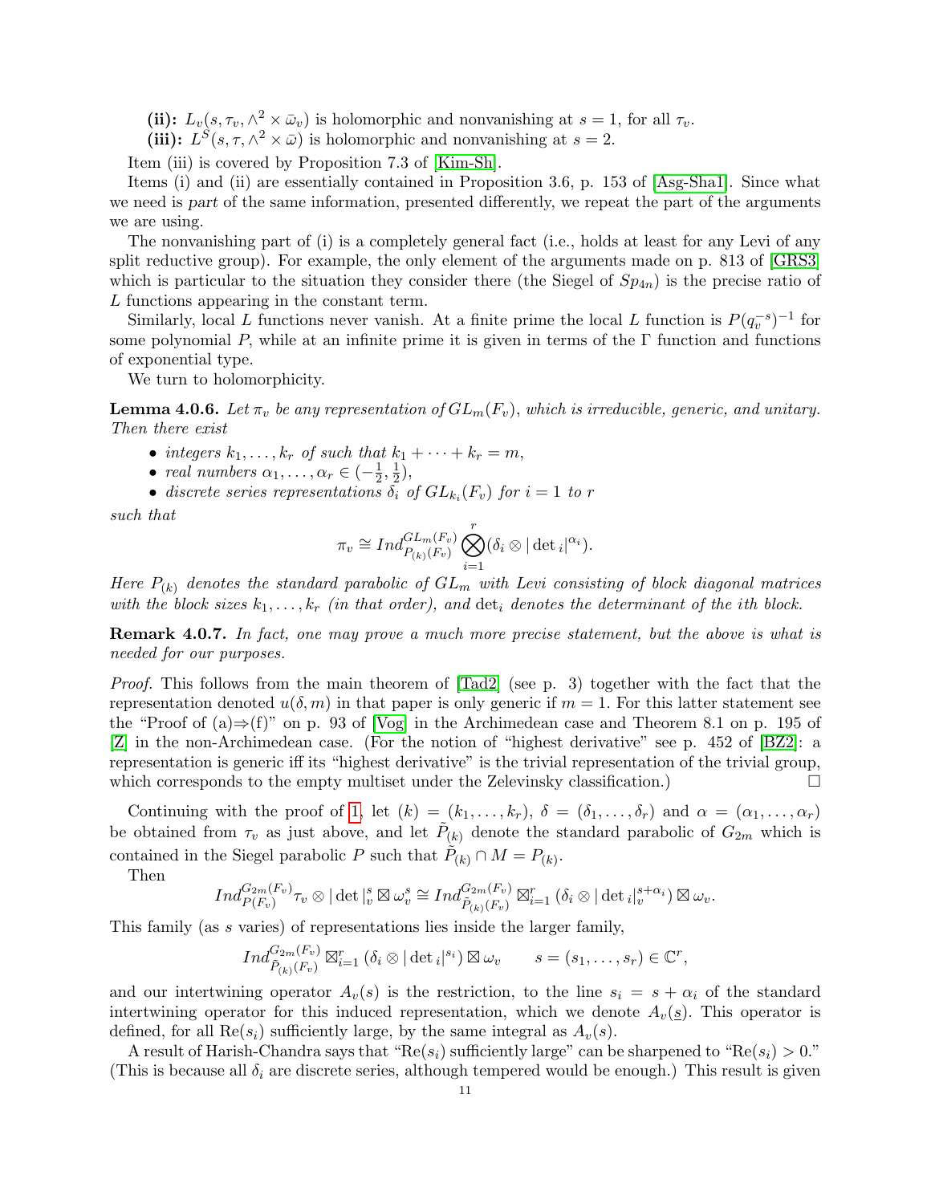**(ii):** $L_v(s, \tau_v, \wedge^2 \times \bar{\omega}_v)$ is holomorphic and nonvanishing at $s = 1$, for all $\tau_v$.
**(iii):** $L^S(s, \tau, \wedge^2 \times \bar{\omega})$ is holomorphic and nonvanishing at $s = 2$.

Item (iii) is covered by Proposition 7.3 of [Kim-Sh].

Items (i) and (ii) are essentially contained in Proposition 3.6, p. 153 of [Asg-Sha1]. Since what we need is *part* of the same information, presented differently, we repeat the part of the arguments we are using.

The nonvanishing part of (i) is a completely general fact (i.e., holds at least for any Levi of any split reductive group). For example, the only element of the arguments made on p. 813 of [GRS3] which is particular to the situation they consider there (the Siegel of $Sp_{4n}$) is the precise ratio of $L$ functions appearing in the constant term.

Similarly, local $L$ functions never vanish. At a finite prime the local $L$ function is $P(q_v^{-s})^{-1}$ for some polynomial $P$, while at an infinite prime it is given in terms of the $\Gamma$ function and functions of exponential type.

We turn to holomorphicity.

**Lemma 4.0.6.** *Let $\pi_v$ be any representation of $GL_m(F_v)$, which is irreducible, generic, and unitary. Then there exist*

- *integers $k_1, \ldots, k_r$ of such that $k_1 + \cdots + k_r = m$,*
- *real numbers $\alpha_1, \ldots, \alpha_r \in (-\frac{1}{2}, \frac{1}{2})$,*
- *discrete series representations $\delta_i$ of $GL_{k_i}(F_v)$ for $i = 1$ to $r$*

*such that*

$$\pi_v \cong Ind_{P_{(k)}(F_v)}^{GL_m(F_v)} \bigotimes_{i=1}^{r} (\delta_i \otimes |\det{}_i|^{\alpha_i}).$$

*Here $P_{(k)}$ denotes the standard parabolic of $GL_m$ with Levi consisting of block diagonal matrices with the block sizes $k_1, \ldots, k_r$ (in that order), and $\det_i$ denotes the determinant of the $i$th block.*

**Remark 4.0.7.** *In fact, one may prove a much more precise statement, but the above is what is needed for our purposes.*

*Proof.* This follows from the main theorem of [Tad2] (see p. 3) together with the fact that the representation denoted $u(\delta, m)$ in that paper is only generic if $m = 1$. For this latter statement see the "Proof of (a)⇒(f)" on p. 93 of [Vog] in the Archimedean case and Theorem 8.1 on p. 195 of [Z] in the non-Archimedean case. (For the notion of "highest derivative" see p. 452 of [BZ2]: a representation is generic iff its "highest derivative" is the trivial representation of the trivial group, which corresponds to the empty multiset under the Zelevinsky classification.) □

Continuing with the proof of 1, let $(k) = (k_1, \ldots, k_r)$, $\delta = (\delta_1, \ldots, \delta_r)$ and $\alpha = (\alpha_1, \ldots, \alpha_r)$ be obtained from $\tau_v$ as just above, and let $\tilde{P}_{(k)}$ denote the standard parabolic of $G_{2m}$ which is contained in the Siegel parabolic $P$ such that $\tilde{P}_{(k)} \cap M = P_{(k)}$.

Then

$$Ind_{P(F_v)}^{G_{2m}(F_v)} \tau_v \otimes |\det|_v^s \boxtimes \omega_v^s \cong Ind_{\tilde{P}_{(k)}(F_v)}^{G_{2m}(F_v)} \boxtimes_{i=1}^r (\delta_i \otimes |\det{}_i|_v^{s+\alpha_i}) \boxtimes \omega_v.$$

This family (as $s$ varies) of representations lies inside the larger family,

$$Ind_{\tilde{P}_{(k)}(F_v)}^{G_{2m}(F_v)} \boxtimes_{i=1}^r (\delta_i \otimes |\det{}_i|^{s_i}) \boxtimes \omega_v \qquad s = (s_1, \ldots, s_r) \in \mathbb{C}^r,$$

and our intertwining operator $A_v(s)$ is the restriction, to the line $s_i = s + \alpha_i$ of the standard intertwining operator for this induced representation, which we denote $A_v(\underline{s})$. This operator is defined, for all $\mathrm{Re}(s_i)$ sufficiently large, by the same integral as $A_v(s)$.

A result of Harish-Chandra says that "$\mathrm{Re}(s_i)$ sufficiently large" can be sharpened to "$\mathrm{Re}(s_i) > 0$." (This is because all $\delta_i$ are discrete series, although tempered would be enough.) This result is given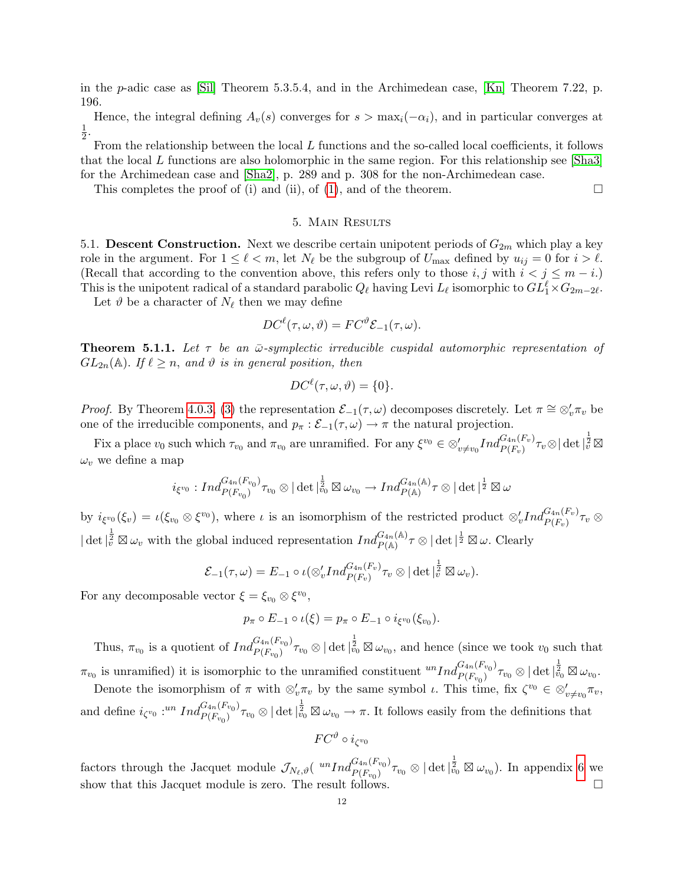in the $p$-adic case as [Sil] Theorem 5.3.5.4, and in the Archimedean case, [Kn] Theorem 7.22, p. 196.

Hence, the integral defining $A_v(s)$ converges for $s > \max_i(-\alpha_i)$, and in particular converges at $\frac{1}{2}$.

From the relationship between the local $L$ functions and the so-called local coefficients, it follows that the local $L$ functions are also holomorphic in the same region. For this relationship see [Sha3] for the Archimedean case and [Sha2], p. 289 and p. 308 for the non-Archimedean case.

This completes the proof of (i) and (ii), of (1), and of the theorem. □

## 5. Main Results

5.1. **Descent Construction.** Next we describe certain unipotent periods of $G_{2m}$ which play a key role in the argument. For $1 \leq \ell < m$, let $N_\ell$ be the subgroup of $U_{\max}$ defined by $u_{ij} = 0$ for $i > \ell$. (Recall that according to the convention above, this refers only to those $i, j$ with $i < j \leq m - i$.) This is the unipotent radical of a standard parabolic $Q_\ell$ having Levi $L_\ell$ isomorphic to $GL_1^\ell \times G_{2m-2\ell}$.

Let $\vartheta$ be a character of $N_\ell$ then we may define

$$DC^\ell(\tau, \omega, \vartheta) = FC^\vartheta \mathcal{E}_{-1}(\tau, \omega).$$

**Theorem 5.1.1.** *Let $\tau$ be an $\bar{\omega}$-symplectic irreducible cuspidal automorphic representation of $GL_{2n}(\mathbb{A})$. If $\ell \geq n$, and $\vartheta$ is in general position, then*

$$DC^\ell(\tau, \omega, \vartheta) = \{0\}.$$

*Proof.* By Theorem 4.0.3, (3) the representation $\mathcal{E}_{-1}(\tau, \omega)$ decomposes discretely. Let $\pi \cong \otimes_v' \pi_v$ be one of the irreducible components, and $p_\pi : \mathcal{E}_{-1}(\tau, \omega) \to \pi$ the natural projection.

Fix a place $v_0$ such which $\tau_{v_0}$ and $\pi_{v_0}$ are unramified. For any $\xi^{v_0} \in \otimes'_{v \neq v_0} Ind_{P(F_v)}^{G_{4n}(F_v)} \tau_v \otimes |\det|_v^{\frac{1}{2}} \boxtimes \omega_v$ we define a map

$$i_{\xi^{v_0}} : Ind_{P(F_{v_0})}^{G_{4n}(F_{v_0})} \tau_{v_0} \otimes |\det|_{v_0}^{\frac{1}{2}} \boxtimes \omega_{v_0} \to Ind_{P(\mathbb{A})}^{G_{4n}(\mathbb{A})} \tau \otimes |\det|^{\frac{1}{2}} \boxtimes \omega$$

by $i_{\xi^{v_0}}(\xi_v) = \iota(\xi_{v_0} \otimes \xi^{v_0})$, where $\iota$ is an isomorphism of the restricted product $\otimes_v' Ind_{P(F_v)}^{G_{4n}(F_v)} \tau_v \otimes |\det|_v^{\frac{1}{2}} \boxtimes \omega_v$ with the global induced representation $Ind_{P(\mathbb{A})}^{G_{4n}(\mathbb{A})} \tau \otimes |\det|^{\frac{1}{2}} \boxtimes \omega$. Clearly

$$\mathcal{E}_{-1}(\tau, \omega) = E_{-1} \circ \iota(\otimes_v' Ind_{P(F_v)}^{G_{4n}(F_v)} \tau_v \otimes |\det|_v^{\frac{1}{2}} \boxtimes \omega_v).$$

For any decomposable vector $\xi = \xi_{v_0} \otimes \xi^{v_0}$,

$$p_\pi \circ E_{-1} \circ \iota(\xi) = p_\pi \circ E_{-1} \circ i_{\xi^{v_0}}(\xi_{v_0}).$$

Thus, $\pi_{v_0}$ is a quotient of $Ind_{P(F_{v_0})}^{G_{4n}(F_{v_0})} \tau_{v_0} \otimes |\det|_{v_0}^{\frac{1}{2}} \boxtimes \omega_{v_0}$, and hence (since we took $v_0$ such that $\pi_{v_0}$ is unramified) it is isomorphic to the unramified constituent ${}^{un}Ind_{P(F_{v_0})}^{G_{4n}(F_{v_0})} \tau_{v_0} \otimes |\det|_{v_0}^{\frac{1}{2}} \boxtimes \omega_{v_0}$.

Denote the isomorphism of $\pi$ with $\otimes_v' \pi_v$ by the same symbol $\iota$. This time, fix $\zeta^{v_0} \in \otimes'_{v \neq v_0} \pi_v$, and define $i_{\zeta^{v_0}} : {}^{un} Ind_{P(F_{v_0})}^{G_{4n}(F_{v_0})} \tau_{v_0} \otimes |\det|_{v_0}^{\frac{1}{2}} \boxtimes \omega_{v_0} \to \pi$. It follows easily from the definitions that

$$FC^\vartheta \circ i_{\zeta^{v_0}}$$

factors through the Jacquet module $\mathcal{J}_{N_\ell, \vartheta}( {}^{un}Ind_{P(F_{v_0})}^{G_{4n}(F_{v_0})} \tau_{v_0} \otimes |\det|_{v_0}^{\frac{1}{2}} \boxtimes \omega_{v_0})$. In appendix 6 we show that this Jacquet module is zero. The result follows. □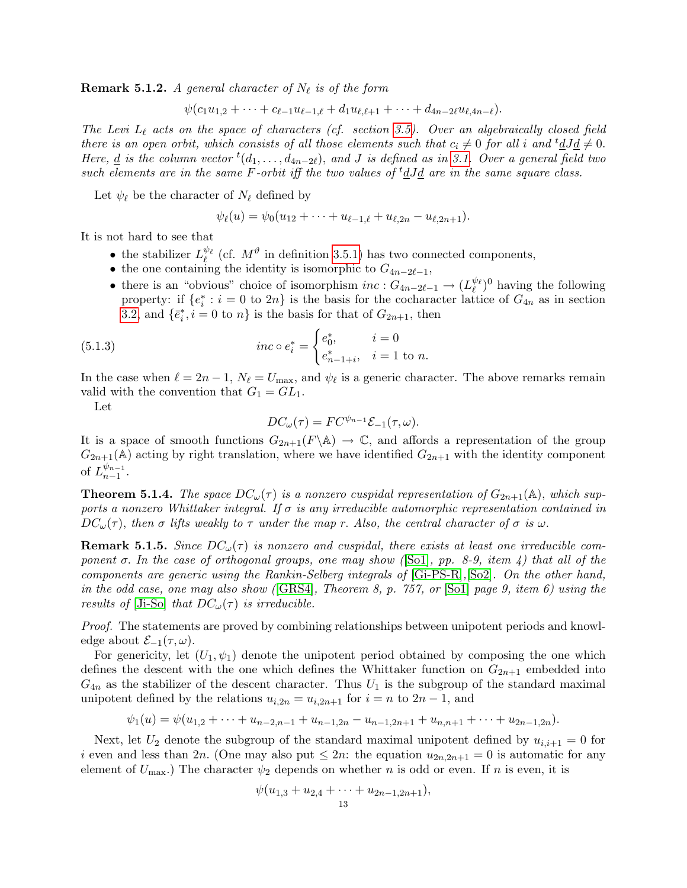**Remark 5.1.2.** *A general character of $N_\ell$ is of the form*

$$\psi(c_1 u_{1,2} + \cdots + c_{\ell-1} u_{\ell-1,\ell} + d_1 u_{\ell,\ell+1} + \cdots + d_{4n-2\ell} u_{\ell,4n-\ell}).$$

*The Levi $L_\ell$ acts on the space of characters (cf. section 3.5). Over an algebraically closed field there is an open orbit, which consists of all those elements such that $c_i \neq 0$ for all $i$ and ${}^t\underline{d} J \underline{d} \neq 0$. Here, $\underline{d}$ is the column vector ${}^t(d_1, \ldots, d_{4n-2\ell})$, and $J$ is defined as in 3.1. Over a general field two such elements are in the same $F$-orbit iff the two values of ${}^t\underline{d} J \underline{d}$ are in the same square class.*

Let $\psi_\ell$ be the character of $N_\ell$ defined by

$$\psi_\ell(u) = \psi_0(u_{12} + \cdots + u_{\ell-1,\ell} + u_{\ell,2n} - u_{\ell,2n+1}).$$

It is not hard to see that

- the stabilizer $L_\ell^{\psi_\ell}$ (cf. $M^\vartheta$ in definition 3.5.1) has two connected components,
- the one containing the identity is isomorphic to $G_{4n-2\ell-1}$,
- there is an "obvious" choice of isomorphism $inc : G_{4n-2\ell-1} \to (L_\ell^{\psi_\ell})^0$ having the following property: if $\{e_i^* : i = 0 \text{ to } 2n\}$ is the basis for the cocharacter lattice of $G_{4n}$ as in section 3.2, and $\{\bar{e}_i^*, i = 0 \text{ to } n\}$ is the basis for that of $G_{2n+1}$, then

$$inc \circ e_i^* = \begin{cases} e_0^*, & i = 0 \\ e_{n-1+i}^*, & i = 1 \text{ to } n. \end{cases} \tag{5.1.3}$$

In the case when $\ell = 2n-1$, $N_\ell = U_{\max}$, and $\psi_\ell$ is a generic character. The above remarks remain valid with the convention that $G_1 = GL_1$.

Let

$$DC_\omega(\tau) = FC^{\psi_{n-1}} \mathcal{E}_{-1}(\tau, \omega).$$

It is a space of smooth functions $G_{2n+1}(F\backslash\mathbb{A}) \to \mathbb{C}$, and affords a representation of the group $G_{2n+1}(\mathbb{A})$ acting by right translation, where we have identified $G_{2n+1}$ with the identity component of $L_{n-1}^{\psi_{n-1}}$.

**Theorem 5.1.4.** *The space $DC_\omega(\tau)$ is a nonzero cuspidal representation of $G_{2n+1}(\mathbb{A})$, which supports a nonzero Whittaker integral. If $\sigma$ is any irreducible automorphic representation contained in $DC_\omega(\tau)$, then $\sigma$ lifts weakly to $\tau$ under the map $r$. Also, the central character of $\sigma$ is $\omega$.*

**Remark 5.1.5.** *Since $DC_\omega(\tau)$ is nonzero and cuspidal, there exists at least one irreducible component $\sigma$. In the case of orthogonal groups, one may show ([So1], pp. 8-9, item 4) that all of the components are generic using the Rankin-Selberg integrals of [Gi-PS-R],[So2]. On the other hand, in the odd case, one may also show ([GRS4], Theorem 8, p. 757, or [So1] page 9, item 6) using the results of [Ji-So] that $DC_\omega(\tau)$ is irreducible.*

*Proof.* The statements are proved by combining relationships between unipotent periods and knowledge about $\mathcal{E}_{-1}(\tau, \omega)$.

For genericity, let $(U_1, \psi_1)$ denote the unipotent period obtained by composing the one which defines the descent with the one which defines the Whittaker function on $G_{2n+1}$ embedded into $G_{4n}$ as the stabilizer of the descent character. Thus $U_1$ is the subgroup of the standard maximal unipotent defined by the relations $u_{i,2n} = u_{i,2n+1}$ for $i = n$ to $2n-1$, and

$$\psi_1(u) = \psi(u_{1,2} + \cdots + u_{n-2,n-1} + u_{n-1,2n} - u_{n-1,2n+1} + u_{n,n+1} + \cdots + u_{2n-1,2n}).$$

Next, let $U_2$ denote the subgroup of the standard maximal unipotent defined by $u_{i,i+1} = 0$ for $i$ even and less than $2n$. (One may also put $\leq 2n$: the equation $u_{2n,2n+1} = 0$ is automatic for any element of $U_{\max}$.) The character $\psi_2$ depends on whether $n$ is odd or even. If $n$ is even, it is

$$\psi(u_{1,3} + u_{2,4} + \cdots + u_{2n-1,2n+1}),$$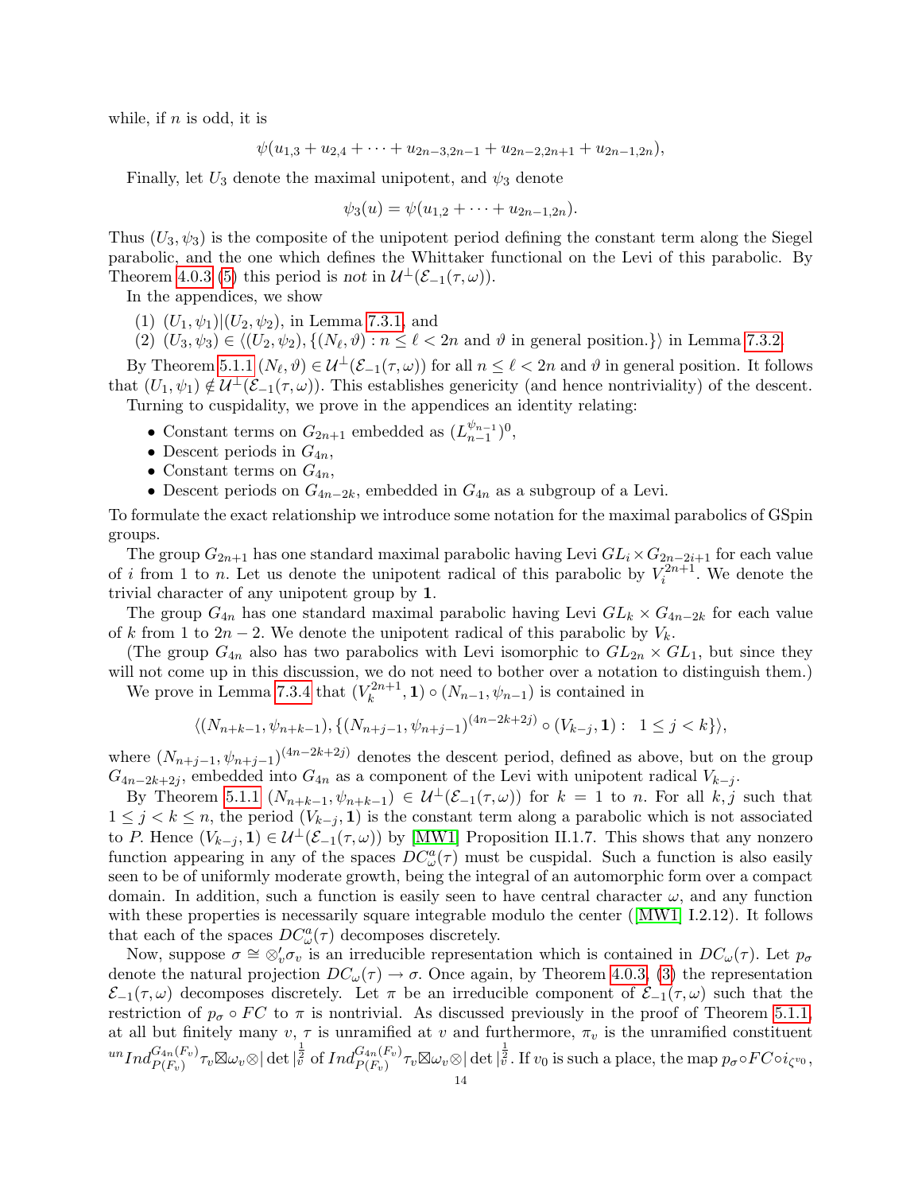while, if $n$ is odd, it is

$$\psi(u_{1,3} + u_{2,4} + \cdots + u_{2n-3,2n-1} + u_{2n-2,2n+1} + u_{2n-1,2n}),$$

Finally, let $U_3$ denote the maximal unipotent, and $\psi_3$ denote

$$\psi_3(u) = \psi(u_{1,2} + \cdots + u_{2n-1,2n}).$$

Thus $(U_3, \psi_3)$ is the composite of the unipotent period defining the constant term along the Siegel parabolic, and the one which defines the Whittaker functional on the Levi of this parabolic. By Theorem 4.0.3 (5) this period is *not* in $\mathcal{U}^\perp(\mathcal{E}_{-1}(\tau,\omega))$.

In the appendices, we show

(1) $(U_1, \psi_1)|(U_2, \psi_2)$, in Lemma 7.3.1, and
(2) $(U_3, \psi_3) \in \langle (U_2, \psi_2), \{(N_\ell, \vartheta) : n \le \ell < 2n \text{ and } \vartheta \text{ in general position.}\}\rangle$ in Lemma 7.3.2.

By Theorem 5.1.1 $(N_\ell, \vartheta) \in \mathcal{U}^\perp(\mathcal{E}_{-1}(\tau,\omega))$ for all $n \le \ell < 2n$ and $\vartheta$ in general position. It follows that $(U_1, \psi_1) \notin \mathcal{U}^\perp(\mathcal{E}_{-1}(\tau,\omega))$. This establishes genericity (and hence nontriviality) of the descent.

Turning to cuspidality, we prove in the appendices an identity relating:

- Constant terms on $G_{2n+1}$ embedded as $(L_{n-1}^{\psi_{n-1}})^0$,
- Descent periods in $G_{4n}$,
- Constant terms on $G_{4n}$,
- Descent periods on $G_{4n-2k}$, embedded in $G_{4n}$ as a subgroup of a Levi.

To formulate the exact relationship we introduce some notation for the maximal parabolics of GSpin groups.

The group $G_{2n+1}$ has one standard maximal parabolic having Levi $GL_i \times G_{2n-2i+1}$ for each value of $i$ from 1 to $n$. Let us denote the unipotent radical of this parabolic by $V_i^{2n+1}$. We denote the trivial character of any unipotent group by $\mathbf{1}$.

The group $G_{4n}$ has one standard maximal parabolic having Levi $GL_k \times G_{4n-2k}$ for each value of $k$ from 1 to $2n-2$. We denote the unipotent radical of this parabolic by $V_k$.

(The group $G_{4n}$ also has two parabolics with Levi isomorphic to $GL_{2n} \times GL_1$, but since they will not come up in this discussion, we do not need to bother over a notation to distinguish them.)

We prove in Lemma 7.3.4 that $(V_k^{2n+1}, \mathbf{1}) \circ (N_{n-1}, \psi_{n-1})$ is contained in

$$\langle (N_{n+k-1}, \psi_{n+k-1}), \{(N_{n+j-1}, \psi_{n+j-1})^{(4n-2k+2j)} \circ (V_{k-j}, \mathbf{1}) : \ 1 \le j < k\}\rangle,$$

where $(N_{n+j-1}, \psi_{n+j-1})^{(4n-2k+2j)}$ denotes the descent period, defined as above, but on the group $G_{4n-2k+2j}$, embedded into $G_{4n}$ as a component of the Levi with unipotent radical $V_{k-j}$.

By Theorem 5.1.1 $(N_{n+k-1}, \psi_{n+k-1}) \in \mathcal{U}^\perp(\mathcal{E}_{-1}(\tau,\omega))$ for $k = 1$ to $n$. For all $k, j$ such that $1 \le j < k \le n$, the period $(V_{k-j}, \mathbf{1})$ is the constant term along a parabolic which is not associated to $P$. Hence $(V_{k-j}, \mathbf{1}) \in \mathcal{U}^\perp(\mathcal{E}_{-1}(\tau,\omega))$ by [MW1] Proposition II.1.7. This shows that any nonzero function appearing in any of the spaces $DC^a_\omega(\tau)$ must be cuspidal. Such a function is also easily seen to be of uniformly moderate growth, being the integral of an automorphic form over a compact domain. In addition, such a function is easily seen to have central character $\omega$, and any function with these properties is necessarily square integrable modulo the center ([MW1] I.2.12). It follows that each of the spaces $DC^a_\omega(\tau)$ decomposes discretely.

Now, suppose $\sigma \cong \otimes'_v \sigma_v$ is an irreducible representation which is contained in $DC_\omega(\tau)$. Let $p_\sigma$ denote the natural projection $DC_\omega(\tau) \to \sigma$. Once again, by Theorem 4.0.3, (3) the representation $\mathcal{E}_{-1}(\tau,\omega)$ decomposes discretely. Let $\pi$ be an irreducible component of $\mathcal{E}_{-1}(\tau,\omega)$ such that the restriction of $p_\sigma \circ FC$ to $\pi$ is nontrivial. As discussed previously in the proof of Theorem 5.1.1, at all but finitely many $v$, $\tau$ is unramified at $v$ and furthermore, $\pi_v$ is the unramified constituent ${}^{un}Ind_{P(F_v)}^{G_{4n}(F_v)} \tau_v \boxtimes \omega_v \otimes |\det|_v^{\frac{1}{2}}$ of $Ind_{P(F_v)}^{G_{4n}(F_v)} \tau_v \boxtimes \omega_v \otimes |\det|_v^{\frac{1}{2}}$. If $v_0$ is such a place, the map $p_\sigma \circ FC \circ i_{\zeta^{v_0}}$,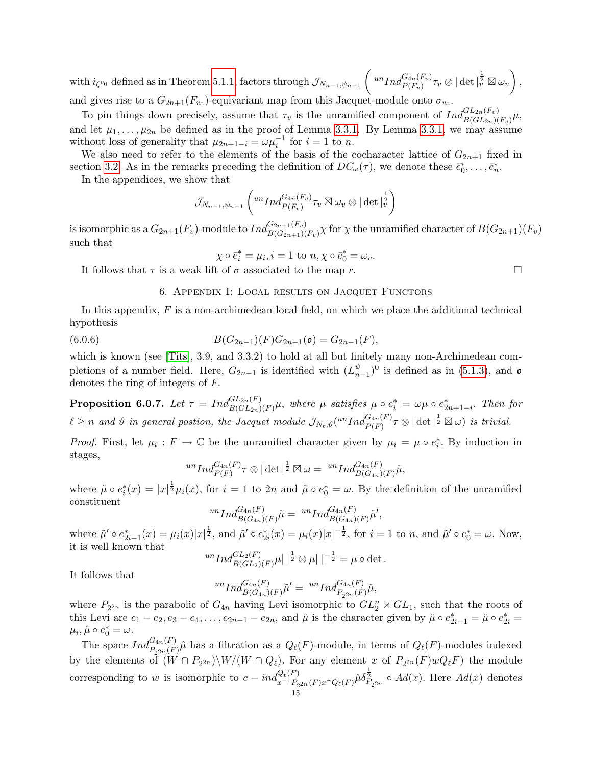with $i_{\zeta^{v_0}}$ defined as in Theorem 5.1.1, factors through $\mathcal{J}_{N_{n-1},\psi_{n-1}}\left({}^{un}Ind_{P(F_v)}^{G_{4n}(F_v)}\tau_v \otimes |\det|_v^{\frac{1}{2}} \boxtimes \omega_v\right)$, and gives rise to a $G_{2n+1}(F_{v_0})$-equivariant map from this Jacquet-module onto $\sigma_{v_0}$.

To pin things down precisely, assume that $\tau_v$ is the unramified component of $Ind_{B(GL_{2n})(F_v)}^{GL_{2n}(F_v)}\mu$, and let $\mu_1,\dots,\mu_{2n}$ be defined as in the proof of Lemma 3.3.1. By Lemma 3.3.1, we may assume without loss of generality that $\mu_{2n+1-i} = \omega\mu_i^{-1}$ for $i = 1$ to $n$.

We also need to refer to the elements of the basis of the cocharacter lattice of $G_{2n+1}$ fixed in section 3.2. As in the remarks preceding the definition of $DC_\omega(\tau)$, we denote these $\bar{e}_0^*,\dots,\bar{e}_n^*$.

In the appendices, we show that

$$\mathcal{J}_{N_{n-1},\psi_{n-1}}\left({}^{un}Ind_{P(F_v)}^{G_{4n}(F_v)}\tau_v \boxtimes \omega_v \otimes |\det|_v^{\frac{1}{2}}\right)$$

is isomorphic as a $G_{2n+1}(F_v)$-module to $Ind_{B(G_{2n+1})(F_v)}^{G_{2n+1}(F_v)}\chi$ for $\chi$ the unramified character of $B(G_{2n+1})(F_v)$ such that

$$\chi\circ\bar{e}_i^* = \mu_i, i = 1 \text{ to } n, \chi\circ\bar{e}_0^* = \omega_v.$$

It follows that $\tau$ is a weak lift of $\sigma$ associated to the map $r$. □

## 6. Appendix I: Local results on Jacquet Functors

In this appendix, $F$ is a non-archimedean local field, on which we place the additional technical hypothesis

$$B(G_{2n-1})(F)G_{2n-1}(\mathfrak{o}) = G_{2n-1}(F), \tag{6.0.6}$$

which is known (see [Tits], 3.9, and 3.3.2) to hold at all but finitely many non-Archimedean completions of a number field. Here, $G_{2n-1}$ is identified with $(L_{n-1}^{\psi})^0$ is defined as in (5.1.3), and $\mathfrak{o}$ denotes the ring of integers of $F$.

**Proposition 6.0.7.** *Let $\tau = Ind_{B(GL_{2n})(F)}^{GL_{2n}(F)}\mu$, where $\mu$ satisfies $\mu\circ e_i^* = \omega\mu\circ e_{2n+1-i}^*$. Then for $\ell \geq n$ and $\vartheta$ in general postion, the Jacquet module $\mathcal{J}_{N_\ell,\vartheta}({}^{un}Ind_{P(F)}^{G_{4n}(F)}\tau\otimes|\det|^{\frac{1}{2}}\boxtimes\omega)$ is trivial.*

*Proof.* First, let $\mu_i : F \to \mathbb{C}$ be the unramified character given by $\mu_i = \mu\circ e_i^*$. By induction in stages,

$${}^{un}Ind_{P(F)}^{G_{4n}(F)}\tau\otimes|\det|^{\frac{1}{2}}\boxtimes\omega = {}^{un}Ind_{B(G_{4n})(F)}^{G_{4n}(F)}\tilde{\mu},$$

where $\tilde{\mu}\circ e_i^*(x) = |x|^{\frac{1}{2}}\mu_i(x)$, for $i = 1$ to $2n$ and $\tilde{\mu}\circ e_0^* = \omega$. By the definition of the unramified constituent

$${}^{un}Ind_{B(G_{4n})(F)}^{G_{4n}(F)}\tilde{\mu} = {}^{un}Ind_{B(G_{4n})(F)}^{G_{4n}(F)}\tilde{\mu}',$$

where $\tilde{\mu}'\circ e_{2i-1}^*(x) = \mu_i(x)|x|^{\frac{1}{2}}$, and $\tilde{\mu}'\circ e_{2i}^*(x) = \mu_i(x)|x|^{-\frac{1}{2}}$, for $i = 1$ to $n$, and $\tilde{\mu}'\circ e_0^* = \omega$. Now, it is well known that

$${}^{un}Ind_{B(GL_2)(F)}^{GL_2(F)}\mu|\ |^{\frac{1}{2}}\otimes\mu|\ |^{-\frac{1}{2}} = \mu\circ\det.$$

It follows that

$${}^{un}Ind_{B(G_{4n})(F)}^{G_{4n}(F)}\tilde{\mu}' = {}^{un}Ind_{P_{2^{2n}}(F)}^{G_{4n}(F)}\hat{\mu},$$

where $P_{2^{2n}}$ is the parabolic of $G_{4n}$ having Levi isomorphic to $GL_2^n\times GL_1$, such that the roots of this Levi are $e_1-e_2, e_3-e_4,\dots,e_{2n-1}-e_{2n}$, and $\hat{\mu}$ is the character given by $\hat{\mu}\circ e_{2i-1}^* = \hat{\mu}\circ e_{2i}^* = \mu_i, \hat{\mu}\circ e_0^* = \omega$.

The space $Ind_{P_{2^{2n}}(F)}^{G_{4n}(F)}\hat{\mu}$ has a filtration as a $Q_\ell(F)$-module, in terms of $Q_\ell(F)$-modules indexed by the elements of $(W\cap P_{2^{2n}})\backslash W/(W\cap Q_\ell)$. For any element $x$ of $P_{2^{2n}}(F)wQ_\ell F)$ the module corresponding to $w$ is isomorphic to $c-ind_{x^{-1}P_{2^{2n}}(F)x\cap Q_\ell(F)}^{Q_\ell(F)}\hat{\mu}\delta_{P_{2^{2n}}}^{\frac{1}{2}}\circ Ad(x)$. Here $Ad(x)$ denotes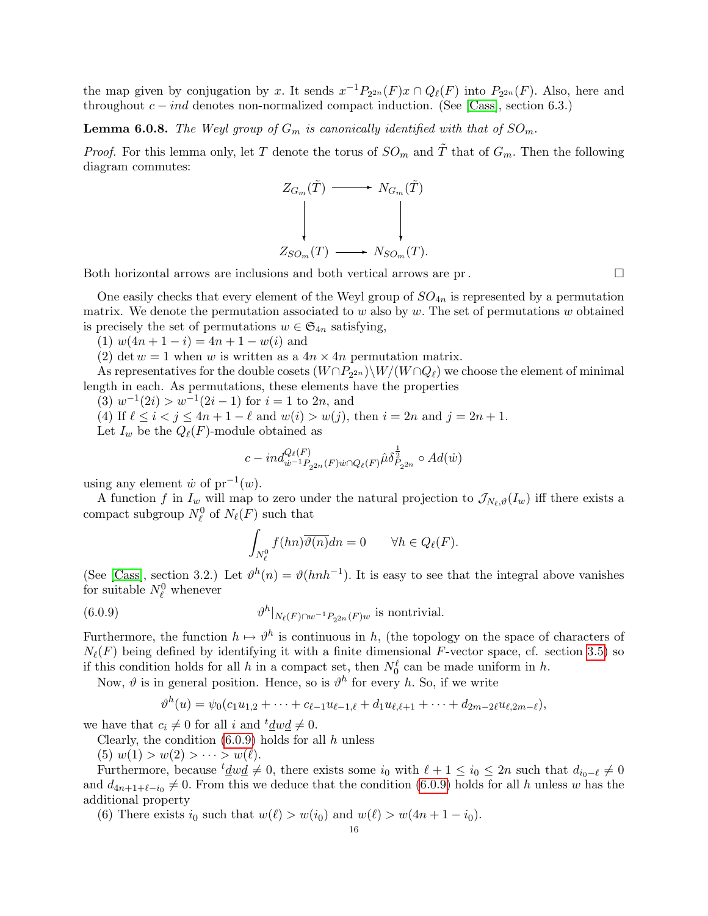the map given by conjugation by $x$. It sends $x^{-1}P_{2^{2n}}(F)x \cap Q_\ell(F)$ into $P_{2^{2n}}(F)$. Also, here and throughout $c - ind$ denotes non-normalized compact induction. (See [Cass], section 6.3.)

**Lemma 6.0.8.** *The Weyl group of $G_m$ is canonically identified with that of $SO_m$.*

*Proof.* For this lemma only, let $T$ denote the torus of $SO_m$ and $\tilde{T}$ that of $G_m$. Then the following diagram commutes:

$$\begin{array}{ccc} Z_{G_m}(\tilde{T}) & \longrightarrow & N_{G_m}(\tilde{T}) \\ \downarrow & & \downarrow \\ Z_{SO_m}(T) & \longrightarrow & N_{SO_m}(T). \end{array}$$

Both horizontal arrows are inclusions and both vertical arrows are pr. □

One easily checks that every element of the Weyl group of $SO_{4n}$ is represented by a permutation matrix. We denote the permutation associated to $w$ also by $w$. The set of permutations $w$ obtained is precisely the set of permutations $w \in \mathfrak{S}_{4n}$ satisfying,

(1) $w(4n+1-i) = 4n+1-w(i)$ and

(2) $\det w = 1$ when $w$ is written as a $4n \times 4n$ permutation matrix.

As representatives for the double cosets $(W \cap P_{2^{2n}})\backslash W/(W \cap Q_\ell)$ we choose the element of minimal length in each. As permutations, these elements have the properties

(3) $w^{-1}(2i) > w^{-1}(2i-1)$ for $i = 1$ to $2n$, and

(4) If $\ell \leq i < j \leq 4n+1-\ell$ and $w(i) > w(j)$, then $i = 2n$ and $j = 2n+1$.

Let $I_w$ be the $Q_\ell(F)$-module obtained as

$$c - ind^{Q_\ell(F)}_{\dot{w}^{-1}P_{2^{2n}}(F)\dot{w} \cap Q_\ell(F)} \hat{\mu}\delta^{\frac{1}{2}}_{P_{2^{2n}}} \circ Ad(\dot{w})$$

using any element $\dot{w}$ of $\mathrm{pr}^{-1}(w)$.

A function $f$ in $I_w$ will map to zero under the natural projection to $\mathcal{J}_{N_\ell,\vartheta}(I_w)$ iff there exists a compact subgroup $N^0_\ell$ of $N_\ell(F)$ such that

$$\int_{N^0_\ell} f(hn)\overline{\vartheta(n)}dn = 0 \qquad \forall h \in Q_\ell(F).$$

(See [Cass], section 3.2.) Let $\vartheta^h(n) = \vartheta(hnh^{-1})$. It is easy to see that the integral above vanishes for suitable $N^0_\ell$ whenever

$$\vartheta^h|_{N_\ell(F)\cap w^{-1}P_{2^{2n}}(F)w} \text{ is nontrivial.} \tag{6.0.9}$$

Furthermore, the function $h \mapsto \vartheta^h$ is continuous in $h$, (the topology on the space of characters of $N_\ell(F)$ being defined by identifying it with a finite dimensional $F$-vector space, cf. section 3.5) so if this condition holds for all $h$ in a compact set, then $N^\ell_0$ can be made uniform in $h$.

Now, $\vartheta$ is in general position. Hence, so is $\vartheta^h$ for every $h$. So, if we write

$$\vartheta^h(u) = \psi_0(c_1u_{1,2} + \cdots + c_{\ell-1}u_{\ell-1,\ell} + d_1u_{\ell,\ell+1} + \cdots + d_{2m-2\ell}u_{\ell,2m-\ell}),$$

we have that $c_i \neq 0$ for all $i$ and ${}^t\underline{d}w\underline{d} \neq 0$.

Clearly, the condition (6.0.9) holds for all $h$ unless

(5) $w(1) > w(2) > \cdots > w(\ell)$.

Furthermore, because ${}^t\underline{d}w\underline{d} \neq 0$, there exists some $i_0$ with $\ell+1 \leq i_0 \leq 2n$ such that $d_{i_0-\ell} \neq 0$ and $d_{4n+1+\ell-i_0} \neq 0$. From this we deduce that the condition (6.0.9) holds for all $h$ unless $w$ has the additional property

(6) There exists $i_0$ such that $w(\ell) > w(i_0)$ and $w(\ell) > w(4n+1-i_0)$.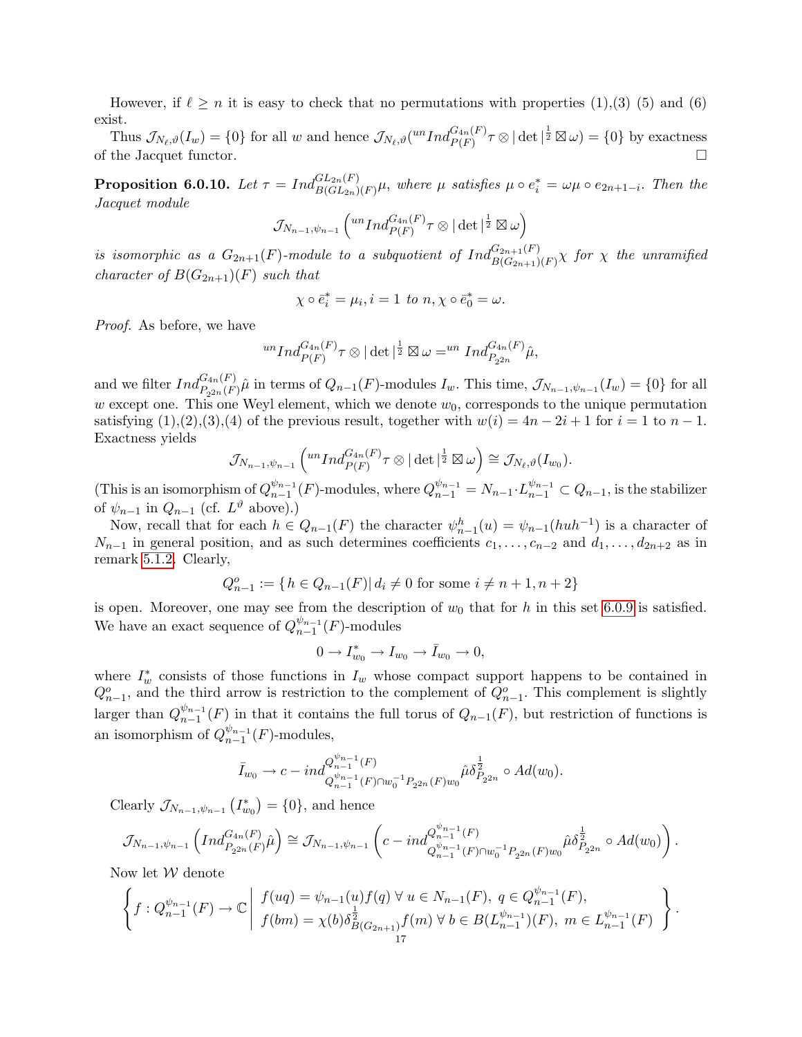However, if $\ell \geq n$ it is easy to check that no permutations with properties (1),(3) (5) and (6) exist.

Thus $\mathcal{J}_{N_\ell,\vartheta}(I_w) = \{0\}$ for all $w$ and hence $\mathcal{J}_{N_\ell,\vartheta}({}^{un}Ind_{P(F)}^{G_{4n}(F)}\tau \otimes |\det|^{\frac{1}{2}} \boxtimes \omega) = \{0\}$ by exactness of the Jacquet functor. $\square$

**Proposition 6.0.10.** *Let $\tau = Ind_{B(GL_{2n})(F)}^{GL_{2n}(F)}\mu$, where $\mu$ satisfies $\mu \circ e_i^* = \omega\mu \circ e_{2n+1-i}$. Then the Jacquet module*

$$\mathcal{J}_{N_{n-1},\psi_{n-1}}\left({}^{un}Ind_{P(F)}^{G_{4n}(F)}\tau \otimes |\det|^{\frac{1}{2}} \boxtimes \omega\right)$$

*is isomorphic as a $G_{2n+1}(F)$-module to a subquotient of $Ind_{B(G_{2n+1})(F)}^{G_{2n+1}(F)}\chi$ for $\chi$ the unramified character of $B(G_{2n+1})(F)$ such that*

$$\chi \circ \bar{e}_i^* = \mu_i, i = 1 \text{ to } n, \chi \circ \bar{e}_0^* = \omega.$$

*Proof.* As before, we have

$${}^{un}Ind_{P(F)}^{G_{4n}(F)}\tau \otimes |\det|^{\frac{1}{2}} \boxtimes \omega = {}^{un}Ind_{P_{2^{2n}}}^{G_{4n}(F)}\hat{\mu},$$

and we filter $Ind_{P_{2^{2n}}(F)}^{G_{4n}(F)}\hat{\mu}$ in terms of $Q_{n-1}(F)$-modules $I_w$. This time, $\mathcal{J}_{N_{n-1},\psi_{n-1}}(I_w) = \{0\}$ for all $w$ except one. This one Weyl element, which we denote $w_0$, corresponds to the unique permutation satisfying (1),(2),(3),(4) of the previous result, together with $w(i) = 4n - 2i + 1$ for $i = 1$ to $n-1$. Exactness yields

$$\mathcal{J}_{N_{n-1},\psi_{n-1}}\left({}^{un}Ind_{P(F)}^{G_{4n}(F)}\tau \otimes |\det|^{\frac{1}{2}} \boxtimes \omega\right) \cong \mathcal{J}_{N_\ell,\vartheta}(I_{w_0}).$$

(This is an isomorphism of $Q_{n-1}^{\psi_{n-1}}(F)$-modules, where $Q_{n-1}^{\psi_{n-1}} = N_{n-1}{\cdot}L_{n-1}^{\psi_{n-1}} \subset Q_{n-1}$, is the stabilizer of $\psi_{n-1}$ in $Q_{n-1}$ (cf. $L^\vartheta$ above).)

Now, recall that for each $h \in Q_{n-1}(F)$ the character $\psi_{n-1}^h(u) = \psi_{n-1}(huh^{-1})$ is a character of $N_{n-1}$ in general position, and as such determines coefficients $c_1, \ldots, c_{n-2}$ and $d_1, \ldots, d_{2n+2}$ as in remark 5.1.2. Clearly,

$$Q_{n-1}^o := \{\, h \in Q_{n-1}(F) |\, d_i \neq 0 \text{ for some } i \neq n+1, n+2\}$$

is open. Moreover, one may see from the description of $w_0$ that for $h$ in this set 6.0.9 is satisfied. We have an exact sequence of $Q_{n-1}^{\psi_{n-1}}(F)$-modules

$$0 \to I_{w_0}^* \to I_{w_0} \to \bar{I}_{w_0} \to 0,$$

where $I_w^*$ consists of those functions in $I_w$ whose compact support happens to be contained in $Q_{n-1}^o$, and the third arrow is restriction to the complement of $Q_{n-1}^o$. This complement is slightly larger than $Q_{n-1}^{\psi_{n-1}}(F)$ in that it contains the full torus of $Q_{n-1}(F)$, but restriction of functions is an isomorphism of $Q_{n-1}^{\psi_{n-1}}(F)$-modules,

$$\bar{I}_{w_0} \to c - ind_{Q_{n-1}^{\psi_{n-1}}(F) \cap w_0^{-1}P_{2^{2n}}(F)w_0}^{Q_{n-1}^{\psi_{n-1}}(F)}\hat{\mu}\delta_{P_{2^{2n}}}^{\frac{1}{2}} \circ Ad(w_0).$$

Clearly $\mathcal{J}_{N_{n-1},\psi_{n-1}}\left(I_{w_0}^*\right) = \{0\}$, and hence

$$\mathcal{J}_{N_{n-1},\psi_{n-1}}\left(Ind_{P_{2^{2n}}(F)}^{G_{4n}(F)}\hat{\mu}\right) \cong \mathcal{J}_{N_{n-1},\psi_{n-1}}\left(c - ind_{Q_{n-1}^{\psi_{n-1}}(F) \cap w_0^{-1}P_{2^{2n}}(F)w_0}^{Q_{n-1}^{\psi_{n-1}}(F)}\hat{\mu}\delta_{P_{2^{2n}}}^{\frac{1}{2}} \circ Ad(w_0)\right).$$

Now let $\mathcal{W}$ denote

$$\left\{ f : Q_{n-1}^{\psi_{n-1}}(F) \to \mathbb{C} \;\middle|\; \begin{array}{l} f(uq) = \psi_{n-1}(u)f(q) \;\forall\, u \in N_{n-1}(F),\; q \in Q_{n-1}^{\psi_{n-1}}(F), \\ f(bm) = \chi(b)\delta_{B(G_{2n+1})}^{\frac{1}{2}}f(m) \;\forall\, b \in B(L_{n-1}^{\psi_{n-1}})(F),\; m \in L_{n-1}^{\psi_{n-1}}(F) \end{array} \right\}.$$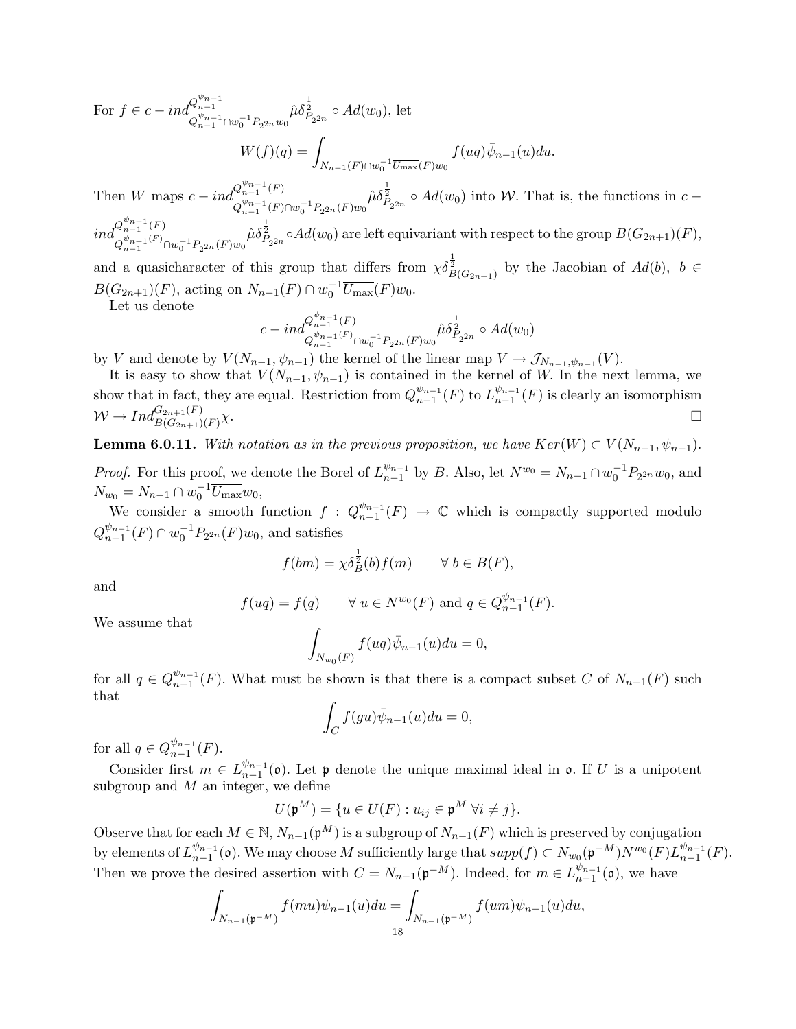For $f \in c - ind_{Q_{n-1}^{\psi_{n-1}} \cap w_0^{-1} P_{2^{2n}} w_0}^{Q_{n-1}^{\psi_{n-1}}} \hat{\mu}\delta_{P_{2^{2n}}}^{\frac{1}{2}} \circ Ad(w_0)$, let

$$W(f)(q) = \int_{N_{n-1}(F) \cap w_0^{-1}\overline{U_{\max}}(F) w_0} f(uq)\bar{\psi}_{n-1}(u)du.$$

Then $W$ maps $c - ind_{Q_{n-1}^{\psi_{n-1}}(F) \cap w_0^{-1} P_{2^{2n}}(F) w_0}^{Q_{n-1}^{\psi_{n-1}}(F)} \hat{\mu}\delta_{P_{2^{2n}}}^{\frac{1}{2}} \circ Ad(w_0)$ into $\mathcal{W}$. That is, the functions in $c - ind_{Q_{n-1}^{\psi_{n-1}(F)} \cap w_0^{-1} P_{2^{2n}}(F) w_0}^{Q_{n-1}^{\psi_{n-1}}(F)} \hat{\mu}\delta_{P_{2^{2n}}}^{\frac{1}{2}} \circ Ad(w_0)$ are left equivariant with respect to the group $B(G_{2n+1})(F)$, and a quasicharacter of this group that differs from $\chi\delta_{B(G_{2n+1})}^{\frac{1}{2}}$ by the Jacobian of $Ad(b)$, $b \in B(G_{2n+1})(F)$, acting on $N_{n-1}(F) \cap w_0^{-1}\overline{U_{\max}}(F) w_0$.

Let us denote

$$c - ind_{Q_{n-1}^{\psi_{n-1}(F)} \cap w_0^{-1} P_{2^{2n}}(F) w_0}^{Q_{n-1}^{\psi_{n-1}}(F)} \hat{\mu}\delta_{P_{2^{2n}}}^{\frac{1}{2}} \circ Ad(w_0)$$

by $V$ and denote by $V(N_{n-1}, \psi_{n-1})$ the kernel of the linear map $V \to \mathcal{J}_{N_{n-1},\psi_{n-1}}(V)$.

It is easy to show that $V(N_{n-1}, \psi_{n-1})$ is contained in the kernel of $W$. In the next lemma, we show that in fact, they are equal. Restriction from $Q_{n-1}^{\psi_{n-1}}(F)$ to $L_{n-1}^{\psi_{n-1}}(F)$ is clearly an isomorphism $\mathcal{W} \to Ind_{B(G_{2n+1})(F)}^{G_{2n+1}(F)} \chi$. □

**Lemma 6.0.11.** *With notation as in the previous proposition, we have $Ker(W) \subset V(N_{n-1}, \psi_{n-1})$.*

*Proof.* For this proof, we denote the Borel of $L_{n-1}^{\psi_{n-1}}$ by $B$. Also, let $N^{w_0} = N_{n-1} \cap w_0^{-1} P_{2^{2n}} w_0$, and $N_{w_0} = N_{n-1} \cap w_0^{-1}\overline{U_{\max}} w_0$,

We consider a smooth function $f : Q_{n-1}^{\psi_{n-1}}(F) \to \mathbb{C}$ which is compactly supported modulo $Q_{n-1}^{\psi_{n-1}}(F) \cap w_0^{-1} P_{2^{2n}}(F) w_0$, and satisfies

$$f(bm) = \chi\delta_B^{\frac{1}{2}}(b) f(m) \qquad \forall\ b \in B(F),$$

and

$$f(uq) = f(q) \qquad \forall\ u \in N^{w_0}(F) \text{ and } q \in Q_{n-1}^{\psi_{n-1}}(F).$$

We assume that

$$\int_{N_{w_0}(F)} f(uq)\bar{\psi}_{n-1}(u)du = 0,$$

for all $q \in Q_{n-1}^{\psi_{n-1}}(F)$. What must be shown is that there is a compact subset $C$ of $N_{n-1}(F)$ such that

$$\int_C f(gu)\bar{\psi}_{n-1}(u)du = 0,$$

for all $q \in Q_{n-1}^{\psi_{n-1}}(F)$.

Consider first $m \in L_{n-1}^{\psi_{n-1}}(\mathfrak{o})$. Let $\mathfrak{p}$ denote the unique maximal ideal in $\mathfrak{o}$. If $U$ is a unipotent subgroup and $M$ an integer, we define

$$U(\mathfrak{p}^M) = \{u \in U(F) : u_{ij} \in \mathfrak{p}^M\ \forall i \neq j\}.$$

Observe that for each $M \in \mathbb{N}$, $N_{n-1}(\mathfrak{p}^M)$ is a subgroup of $N_{n-1}(F)$ which is preserved by conjugation by elements of $L_{n-1}^{\psi_{n-1}}(\mathfrak{o})$. We may choose $M$ sufficiently large that $supp(f) \subset N_{w_0}(\mathfrak{p}^{-M}) N^{w_0}(F) L_{n-1}^{\psi_{n-1}}(F)$. Then we prove the desired assertion with $C = N_{n-1}(\mathfrak{p}^{-M})$. Indeed, for $m \in L_{n-1}^{\psi_{n-1}}(\mathfrak{o})$, we have

$$\int_{N_{n-1}(\mathfrak{p}^{-M})} f(mu)\psi_{n-1}(u)du = \int_{N_{n-1}(\mathfrak{p}^{-M})} f(um)\psi_{n-1}(u)du,$$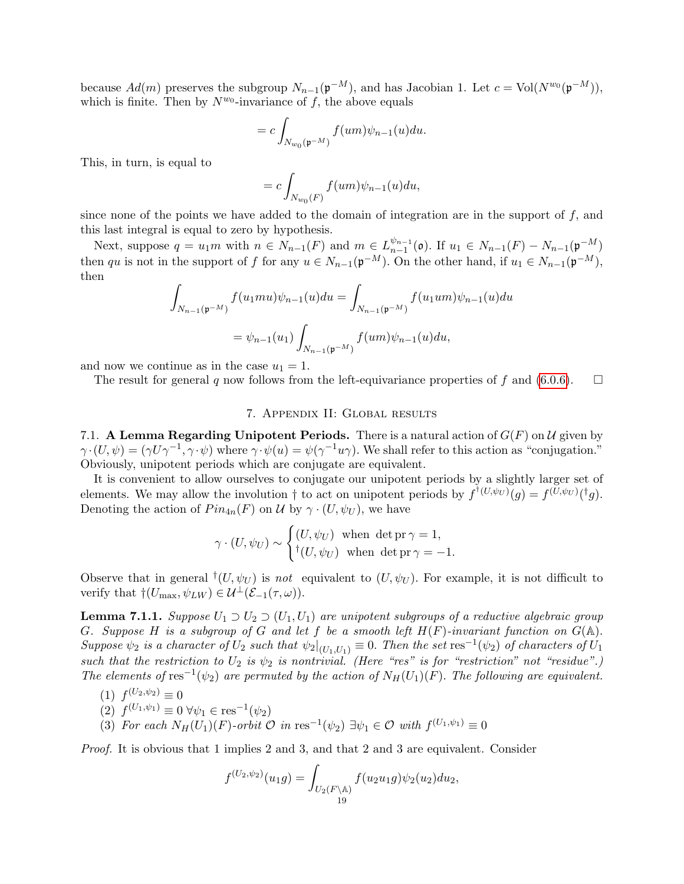because $Ad(m)$ preserves the subgroup $N_{n-1}(\mathfrak{p}^{-M})$, and has Jacobian 1. Let $c = \mathrm{Vol}(N^{w_0}(\mathfrak{p}^{-M}))$, which is finite. Then by $N^{w_0}$-invariance of $f$, the above equals

$$= c\int_{N_{w_0}(\mathfrak{p}^{-M})} f(um)\psi_{n-1}(u)du.$$

This, in turn, is equal to

$$= c\int_{N_{w_0}(F)} f(um)\psi_{n-1}(u)du,$$

since none of the points we have added to the domain of integration are in the support of $f$, and this last integral is equal to zero by hypothesis.

Next, suppose $q = u_1 m$ with $n \in N_{n-1}(F)$ and $m \in L_{n-1}^{\psi_{n-1}}(\mathfrak{o})$. If $u_1 \in N_{n-1}(F) - N_{n-1}(\mathfrak{p}^{-M})$ then $qu$ is not in the support of $f$ for any $u \in N_{n-1}(\mathfrak{p}^{-M})$. On the other hand, if $u_1 \in N_{n-1}(\mathfrak{p}^{-M})$, then

$$\int_{N_{n-1}(\mathfrak{p}^{-M})} f(u_1 mu)\psi_{n-1}(u)du = \int_{N_{n-1}(\mathfrak{p}^{-M})} f(u_1 um)\psi_{n-1}(u)du$$

$$= \psi_{n-1}(u_1)\int_{N_{n-1}(\mathfrak{p}^{-M})} f(um)\psi_{n-1}(u)du,$$

and now we continue as in the case $u_1 = 1$.

The result for general $q$ now follows from the left-equivariance properties of $f$ and (6.0.6). $\square$

## 7. Appendix II: Global results

**7.1. A Lemma Regarding Unipotent Periods.** There is a natural action of $G(F)$ on $\mathcal{U}$ given by $\gamma\cdot(U,\psi) = (\gamma U\gamma^{-1}, \gamma\cdot\psi)$ where $\gamma\cdot\psi(u) = \psi(\gamma^{-1}u\gamma)$. We shall refer to this action as "conjugation." Obviously, unipotent periods which are conjugate are equivalent.

It is convenient to allow ourselves to conjugate our unipotent periods by a slightly larger set of elements. We may allow the involution $\dagger$ to act on unipotent periods by $f^{\dagger(U,\psi_U)}(g) = f^{(U,\psi_U)}({}^\dagger g)$. Denoting the action of $Pin_{4n}(F)$ on $\mathcal{U}$ by $\gamma\cdot(U,\psi_U)$, we have

$$\gamma\cdot(U,\psi_U) \sim \begin{cases}(U,\psi_U) & \text{when } \det \mathrm{pr}\,\gamma = 1,\\ {}^\dagger(U,\psi_U) & \text{when } \det\mathrm{pr}\,\gamma = -1.\end{cases}$$

Observe that in general ${}^\dagger(U,\psi_U)$ is *not* equivalent to $(U,\psi_U)$. For example, it is not difficult to verify that $\dagger(U_{\max},\psi_{LW}) \in \mathcal{U}^\perp(\mathcal{E}_{-1}(\tau,\omega))$.

**Lemma 7.1.1.** *Suppose $U_1 \supset U_2 \supset (U_1,U_1)$ are unipotent subgroups of a reductive algebraic group $G$. Suppose $H$ is a subgroup of $G$ and let $f$ be a smooth left $H(F)$-invariant function on $G(\mathbb{A})$. Suppose $\psi_2$ is a character of $U_2$ such that $\psi_2|_{(U_1,U_1)} \equiv 0$. Then the set $\mathrm{res}^{-1}(\psi_2)$ of characters of $U_1$ such that the restriction to $U_2$ is $\psi_2$ is nontrivial. (Here "res" is for "restriction" not "residue".) The elements of $\mathrm{res}^{-1}(\psi_2)$ are permuted by the action of $N_H(U_1)(F)$. The following are equivalent.*

1. *$f^{(U_2,\psi_2)} \equiv 0$*
2. *$f^{(U_1,\psi_1)} \equiv 0\ \forall \psi_1 \in \mathrm{res}^{-1}(\psi_2)$*
3. *For each $N_H(U_1)(F)$-orbit $\mathcal{O}$ in $\mathrm{res}^{-1}(\psi_2)$ $\exists \psi_1 \in \mathcal{O}$ with $f^{(U_1,\psi_1)} \equiv 0$*

*Proof.* It is obvious that 1 implies 2 and 3, and that 2 and 3 are equivalent. Consider

$$f^{(U_2,\psi_2)}(u_1 g) = \int_{U_2(F\backslash\mathbb{A})} f(u_2 u_1 g)\psi_2(u_2)du_2,$$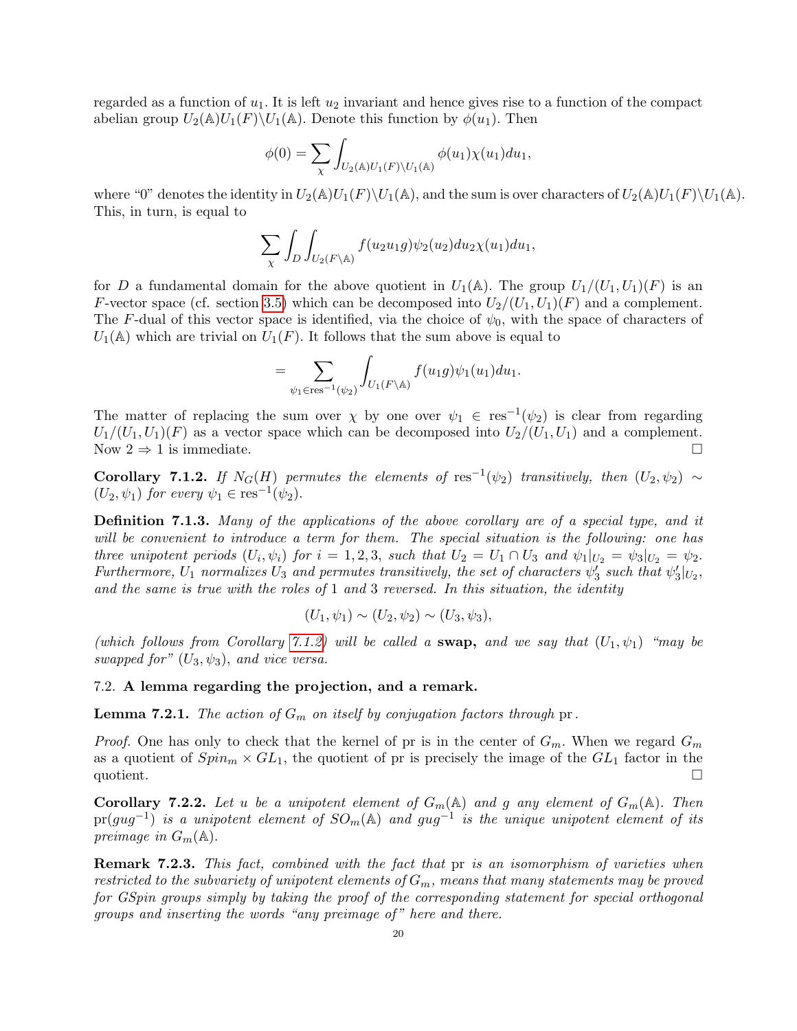regarded as a function of $u_1$. It is left $u_2$ invariant and hence gives rise to a function of the compact abelian group $U_2(\mathbb{A})U_1(F)\backslash U_1(\mathbb{A})$. Denote this function by $\phi(u_1)$. Then

$$\phi(0) = \sum_{\chi} \int_{U_2(\mathbb{A})U_1(F)\backslash U_1(\mathbb{A})} \phi(u_1)\chi(u_1)du_1,$$

where "0" denotes the identity in $U_2(\mathbb{A})U_1(F)\backslash U_1(\mathbb{A})$, and the sum is over characters of $U_2(\mathbb{A})U_1(F)\backslash U_1(\mathbb{A})$. This, in turn, is equal to

$$\sum_{\chi} \int_D \int_{U_2(F\backslash\mathbb{A})} f(u_2u_1g)\psi_2(u_2)du_2\chi(u_1)du_1,$$

for $D$ a fundamental domain for the above quotient in $U_1(\mathbb{A})$. The group $U_1/(U_1,U_1)(F)$ is an $F$-vector space (cf. section 3.5) which can be decomposed into $U_2/(U_1,U_1)(F)$ and a complement. The $F$-dual of this vector space is identified, via the choice of $\psi_0$, with the space of characters of $U_1(\mathbb{A})$ which are trivial on $U_1(F)$. It follows that the sum above is equal to

$$= \sum_{\psi_1 \in \mathrm{res}^{-1}(\psi_2)} \int_{U_1(F\backslash\mathbb{A})} f(u_1g)\psi_1(u_1)du_1.$$

The matter of replacing the sum over $\chi$ by one over $\psi_1 \in \mathrm{res}^{-1}(\psi_2)$ is clear from regarding $U_1/(U_1,U_1)(F)$ as a vector space which can be decomposed into $U_2/(U_1,U_1)$ and a complement. Now $2 \Rightarrow 1$ is immediate. □

**Corollary 7.1.2.** *If $N_G(H)$ permutes the elements of $\mathrm{res}^{-1}(\psi_2)$ transitively, then $(U_2,\psi_2) \sim (U_2,\psi_1)$ for every $\psi_1 \in \mathrm{res}^{-1}(\psi_2)$.*

**Definition 7.1.3.** *Many of the applications of the above corollary are of a special type, and it will be convenient to introduce a term for them. The special situation is the following: one has three unipotent periods $(U_i,\psi_i)$ for $i = 1,2,3$, such that $U_2 = U_1 \cap U_3$ and $\psi_1|_{U_2} = \psi_3|_{U_2} = \psi_2$. Furthermore, $U_1$ normalizes $U_3$ and permutes transitively, the set of characters $\psi_3'$ such that $\psi_3'|_{U_2}$, and the same is true with the roles of 1 and 3 reversed. In this situation, the identity*

$$(U_1,\psi_1) \sim (U_2,\psi_2) \sim (U_3,\psi_3),$$

*(which follows from Corollary 7.1.2) will be called a* **swap,** *and we say that $(U_1,\psi_1)$ "may be swapped for" $(U_3,\psi_3)$, and vice versa.*

## 7.2. A lemma regarding the projection, and a remark.

**Lemma 7.2.1.** *The action of $G_m$ on itself by conjugation factors through* pr*.*

*Proof.* One has only to check that the kernel of pr is in the center of $G_m$. When we regard $G_m$ as a quotient of $Spin_m \times GL_1$, the quotient of pr is precisely the image of the $GL_1$ factor in the quotient. □

**Corollary 7.2.2.** *Let $u$ be a unipotent element of $G_m(\mathbb{A})$ and $g$ any element of $G_m(\mathbb{A})$. Then $\mathrm{pr}(gug^{-1})$ is a unipotent element of $SO_m(\mathbb{A})$ and $gug^{-1}$ is the unique unipotent element of its preimage in $G_m(\mathbb{A})$.*

**Remark 7.2.3.** *This fact, combined with the fact that* pr *is an isomorphism of varieties when restricted to the subvariety of unipotent elements of $G_m$, means that many statements may be proved for GSpin groups simply by taking the proof of the corresponding statement for special orthogonal groups and inserting the words "any preimage of" here and there.*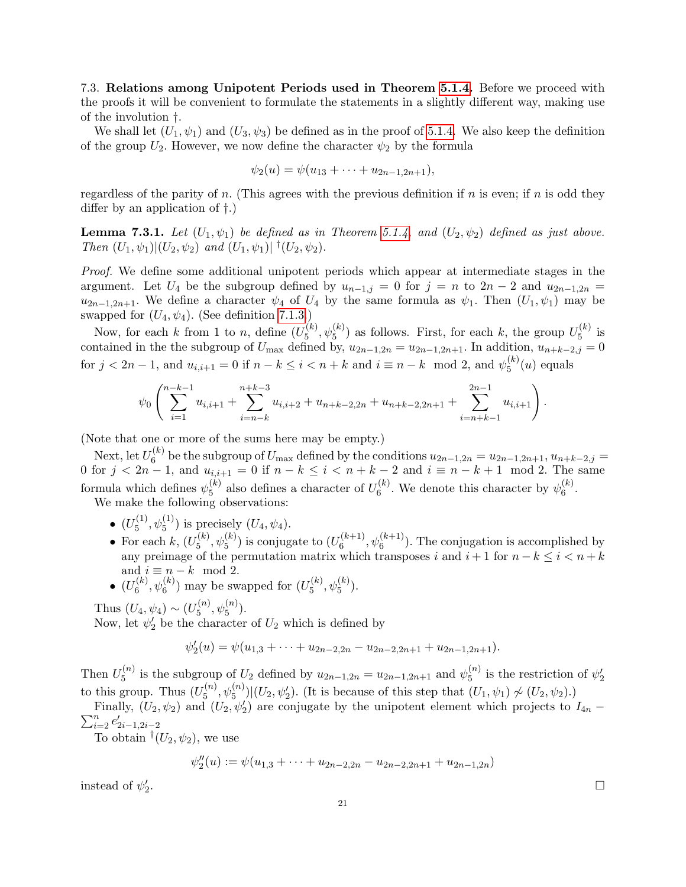7.3. **Relations among Unipotent Periods used in Theorem 5.1.4.** Before we proceed with the proofs it will be convenient to formulate the statements in a slightly different way, making use of the involution †.

We shall let $(U_1, \psi_1)$ and $(U_3, \psi_3)$ be defined as in the proof of 5.1.4. We also keep the definition of the group $U_2$. However, we now define the character $\psi_2$ by the formula

$$\psi_2(u) = \psi(u_{13} + \cdots + u_{2n-1,2n+1}),$$

regardless of the parity of $n$. (This agrees with the previous definition if $n$ is even; if $n$ is odd they differ by an application of †.)

**Lemma 7.3.1.** *Let $(U_1, \psi_1)$ be defined as in Theorem 5.1.4, and $(U_2, \psi_2)$ defined as just above. Then $(U_1, \psi_1)|(U_2, \psi_2)$ and $(U_1, \psi_1)|\,^\dagger(U_2, \psi_2)$.*

*Proof.* We define some additional unipotent periods which appear at intermediate stages in the argument. Let $U_4$ be the subgroup defined by $u_{n-1,j} = 0$ for $j = n$ to $2n-2$ and $u_{2n-1,2n} = u_{2n-1,2n+1}$. We define a character $\psi_4$ of $U_4$ by the same formula as $\psi_1$. Then $(U_1, \psi_1)$ may be swapped for $(U_4, \psi_4)$. (See definition 7.1.3.)

Now, for each $k$ from 1 to $n$, define $(U_5^{(k)}, \psi_5^{(k)})$ as follows. First, for each $k$, the group $U_5^{(k)}$ is contained in the the subgroup of $U_{\max}$ defined by, $u_{2n-1,2n} = u_{2n-1,2n+1}$. In addition, $u_{n+k-2,j} = 0$ for $j < 2n-1$, and $u_{i,i+1} = 0$ if $n-k \le i < n+k$ and $i \equiv n-k \mod 2$, and $\psi_5^{(k)}(u)$ equals

$$\psi_0\left(\sum_{i=1}^{n-k-1} u_{i,i+1} + \sum_{i=n-k}^{n+k-3} u_{i,i+2} + u_{n+k-2,2n} + u_{n+k-2,2n+1} + \sum_{i=n+k-1}^{2n-1} u_{i,i+1}\right).$$

(Note that one or more of the sums here may be empty.)

Next, let $U_6^{(k)}$ be the subgroup of $U_{\max}$ defined by the conditions $u_{2n-1,2n} = u_{2n-1,2n+1}$, $u_{n+k-2,j} = 0$ for $j < 2n-1$, and $u_{i,i+1} = 0$ if $n-k \le i < n+k-2$ and $i \equiv n-k+1 \mod 2$. The same formula which defines $\psi_5^{(k)}$ also defines a character of $U_6^{(k)}$. We denote this character by $\psi_6^{(k)}$.

We make the following observations:

- $(U_5^{(1)}, \psi_5^{(1)})$ is precisely $(U_4, \psi_4)$.
- For each $k$, $(U_5^{(k)}, \psi_5^{(k)})$ is conjugate to $(U_6^{(k+1)}, \psi_6^{(k+1)})$. The conjugation is accomplished by any preimage of the permutation matrix which transposes $i$ and $i+1$ for $n-k \le i < n+k$ and $i \equiv n-k \mod 2$.
- $(U_6^{(k)}, \psi_6^{(k)})$ may be swapped for $(U_5^{(k)}, \psi_5^{(k)})$.

Thus $(U_4, \psi_4) \sim (U_5^{(n)}, \psi_5^{(n)})$.

Now, let $\psi_2'$ be the character of $U_2$ which is defined by

$$\psi_2'(u) = \psi(u_{1,3} + \cdots + u_{2n-2,2n} - u_{2n-2,2n+1} + u_{2n-1,2n+1}).$$

Then $U_5^{(n)}$ is the subgroup of $U_2$ defined by $u_{2n-1,2n} = u_{2n-1,2n+1}$ and $\psi_5^{(n)}$ is the restriction of $\psi_2'$ to this group. Thus $(U_5^{(n)}, \psi_5^{(n)})|(U_2, \psi_2')$. (It is because of this step that $(U_1, \psi_1) \not\sim (U_2, \psi_2)$.)

Finally, $(U_2, \psi_2)$ and $(U_2, \psi_2')$ are conjugate by the unipotent element which projects to $I_{4n} - \sum_{i=2}^{n} e'_{2i-1,2i-2}$

To obtain $^\dagger(U_2, \psi_2)$, we use

$$\psi_2''(u) := \psi(u_{1,3} + \cdots + u_{2n-2,2n} - u_{2n-2,2n+1} + u_{2n-1,2n})$$

instead of $\psi_2'$. □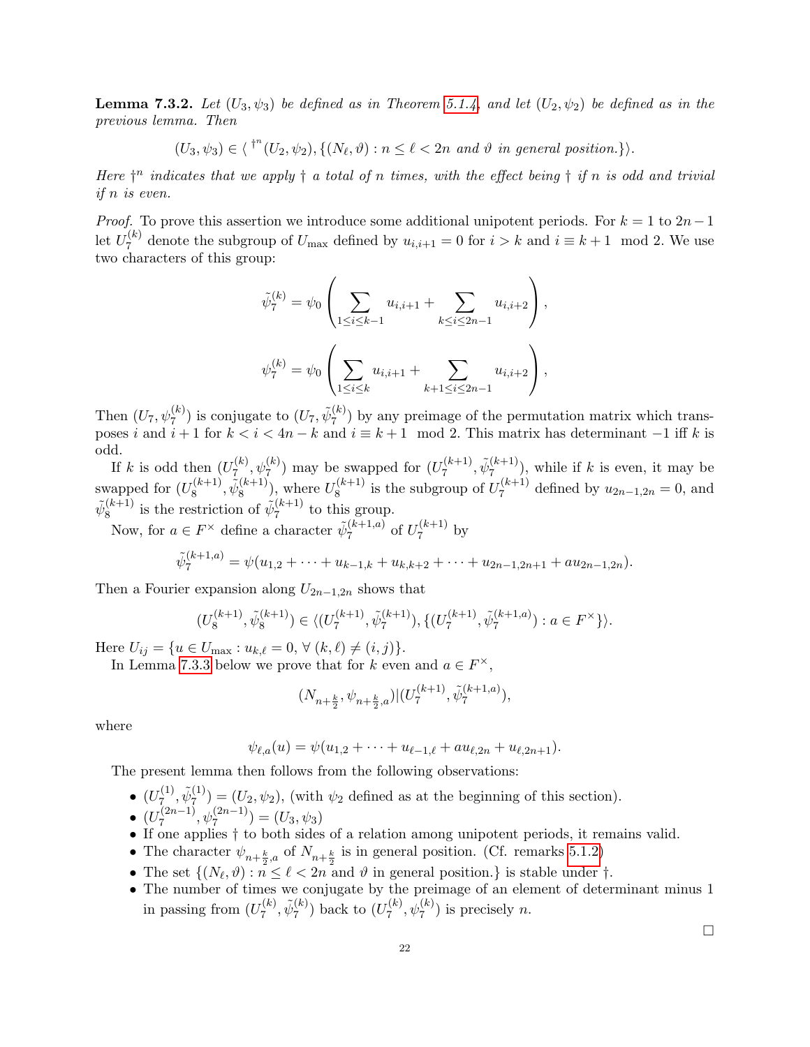**Lemma 7.3.2.** *Let $(U_3, \psi_3)$ be defined as in Theorem 5.1.4, and let $(U_2, \psi_2)$ be defined as in the previous lemma. Then*

$$(U_3, \psi_3) \in \langle\, {}^{\dagger^n}(U_2, \psi_2), \{(N_\ell, \vartheta) : n \le \ell < 2n \text{ and } \vartheta \text{ in general position.}\}\rangle.$$

*Here $\dagger^n$ indicates that we apply $\dagger$ a total of $n$ times, with the effect being $\dagger$ if $n$ is odd and trivial if $n$ is even.*

*Proof.* To prove this assertion we introduce some additional unipotent periods. For $k = 1$ to $2n-1$ let $U_7^{(k)}$ denote the subgroup of $U_{\max}$ defined by $u_{i,i+1} = 0$ for $i > k$ and $i \equiv k+1 \mod 2$. We use two characters of this group:

$$\tilde{\psi}_7^{(k)} = \psi_0\left(\sum_{1\le i\le k-1} u_{i,i+1} + \sum_{k\le i\le 2n-1} u_{i,i+2}\right),$$

$$\psi_7^{(k)} = \psi_0\left(\sum_{1\le i\le k} u_{i,i+1} + \sum_{k+1\le i\le 2n-1} u_{i,i+2}\right),$$

Then $(U_7, \psi_7^{(k)})$ is conjugate to $(U_7, \tilde{\psi}_7^{(k)})$ by any preimage of the permutation matrix which transposes $i$ and $i+1$ for $k < i < 4n-k$ and $i \equiv k+1 \mod 2$. This matrix has determinant $-1$ iff $k$ is odd.

If $k$ is odd then $(U_7^{(k)}, \psi_7^{(k)})$ may be swapped for $(U_7^{(k+1)}, \tilde{\psi}_7^{(k+1)})$, while if $k$ is even, it may be swapped for $(U_8^{(k+1)}, \tilde{\psi}_8^{(k+1)})$, where $U_8^{(k+1)}$ is the subgroup of $U_7^{(k+1)}$ defined by $u_{2n-1,2n} = 0$, and $\tilde{\psi}_8^{(k+1)}$ is the restriction of $\tilde{\psi}_7^{(k+1)}$ to this group.

Now, for $a \in F^\times$ define a character $\tilde{\psi}_7^{(k+1,a)}$ of $U_7^{(k+1)}$ by

$$\tilde{\psi}_7^{(k+1,a)} = \psi(u_{1,2} + \cdots + u_{k-1,k} + u_{k,k+2} + \cdots + u_{2n-1,2n+1} + au_{2n-1,2n}).$$

Then a Fourier expansion along $U_{2n-1,2n}$ shows that

$$(U_8^{(k+1)}, \tilde{\psi}_8^{(k+1)}) \in \langle (U_7^{(k+1)}, \tilde{\psi}_7^{(k+1)}), \{(U_7^{(k+1)}, \tilde{\psi}_7^{(k+1,a)}) : a \in F^\times\}\rangle.$$

Here $U_{ij} = \{u \in U_{\max} : u_{k,\ell} = 0, \forall\, (k,\ell) \ne (i,j)\}$.

In Lemma 7.3.3 below we prove that for $k$ even and $a \in F^\times$,

$$(N_{n+\frac{k}{2}}, \psi_{n+\frac{k}{2},a}) | (U_7^{(k+1)}, \tilde{\psi}_7^{(k+1,a)}),$$

where

$$\psi_{\ell,a}(u) = \psi(u_{1,2} + \cdots + u_{\ell-1,\ell} + au_{\ell,2n} + u_{\ell,2n+1}).$$

The present lemma then follows from the following observations:

- $(U_7^{(1)}, \tilde{\psi}_7^{(1)}) = (U_2, \psi_2)$, (with $\psi_2$ defined as at the beginning of this section).
- $(U_7^{(2n-1)}, \psi_7^{(2n-1)}) = (U_3, \psi_3)$
- If one applies $\dagger$ to both sides of a relation among unipotent periods, it remains valid.
- The character $\psi_{n+\frac{k}{2},a}$ of $N_{n+\frac{k}{2}}$ is in general position. (Cf. remarks 5.1.2)
- The set $\{(N_\ell, \vartheta) : n \le \ell < 2n \text{ and } \vartheta \text{ in general position.}\}$ is stable under $\dagger$.
- The number of times we conjugate by the preimage of an element of determinant minus 1 in passing from $(U_7^{(k)}, \tilde{\psi}_7^{(k)})$ back to $(U_7^{(k)}, \psi_7^{(k)})$ is precisely $n$.

$\square$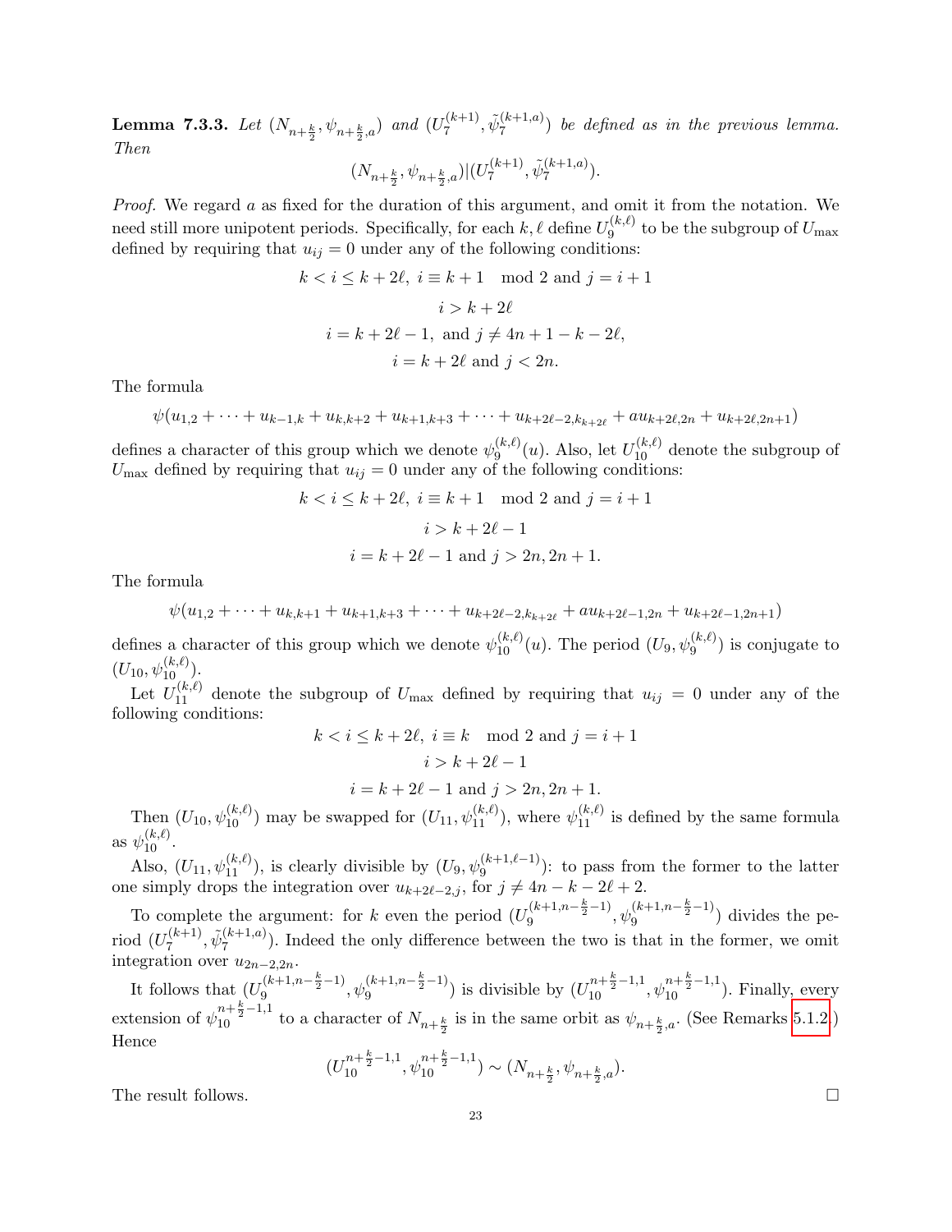**Lemma 7.3.3.** *Let $(N_{n+\frac{k}{2}}, \psi_{n+\frac{k}{2},a})$ and $(U_7^{(k+1)}, \tilde{\psi}_7^{(k+1,a)})$ be defined as in the previous lemma. Then*

$$(N_{n+\frac{k}{2}}, \psi_{n+\frac{k}{2},a}) | (U_7^{(k+1)}, \tilde{\psi}_7^{(k+1,a)}).$$

*Proof.* We regard $a$ as fixed for the duration of this argument, and omit it from the notation. We need still more unipotent periods. Specifically, for each $k, \ell$ define $U_9^{(k,\ell)}$ to be the subgroup of $U_{\max}$ defined by requiring that $u_{ij} = 0$ under any of the following conditions:

$$k < i \le k+2\ell, \ i \equiv k+1 \mod 2 \text{ and } j = i+1$$

$$i > k+2\ell$$

$$i = k+2\ell-1, \text{ and } j \neq 4n+1-k-2\ell,$$

$$i = k+2\ell \text{ and } j < 2n.$$

The formula

$$\psi(u_{1,2} + \cdots + u_{k-1,k} + u_{k,k+2} + u_{k+1,k+3} + \cdots + u_{k+2\ell-2,k_{k+2\ell}} + a u_{k+2\ell,2n} + u_{k+2\ell,2n+1})$$

defines a character of this group which we denote $\psi_9^{(k,\ell)}(u)$. Also, let $U_{10}^{(k,\ell)}$ denote the subgroup of $U_{\max}$ defined by requiring that $u_{ij} = 0$ under any of the following conditions:

$$k < i \le k+2\ell, \ i \equiv k+1 \mod 2 \text{ and } j = i+1$$

$$i > k+2\ell-1$$

$$i = k+2\ell-1 \text{ and } j > 2n, 2n+1.$$

The formula

$$\psi(u_{1,2} + \cdots + u_{k,k+1} + u_{k+1,k+3} + \cdots + u_{k+2\ell-2,k_{k+2\ell}} + a u_{k+2\ell-1,2n} + u_{k+2\ell-1,2n+1})$$

defines a character of this group which we denote $\psi_{10}^{(k,\ell)}(u)$. The period $(U_9, \psi_9^{(k,\ell)})$ is conjugate to $(U_{10}, \psi_{10}^{(k,\ell)})$.

Let $U_{11}^{(k,\ell)}$ denote the subgroup of $U_{\max}$ defined by requiring that $u_{ij} = 0$ under any of the following conditions:

$$k < i \le k+2\ell, \ i \equiv k \mod 2 \text{ and } j = i+1$$

$$i > k+2\ell-1$$

$$i = k+2\ell-1 \text{ and } j > 2n, 2n+1.$$

Then $(U_{10}, \psi_{10}^{(k,\ell)})$ may be swapped for $(U_{11}, \psi_{11}^{(k,\ell)})$, where $\psi_{11}^{(k,\ell)}$ is defined by the same formula as $\psi_{10}^{(k,\ell)}$.

Also, $(U_{11}, \psi_{11}^{(k,\ell)})$, is clearly divisible by $(U_9, \psi_9^{(k+1,\ell-1)})$: to pass from the former to the latter one simply drops the integration over $u_{k+2\ell-2,j}$, for $j \neq 4n-k-2\ell+2$.

To complete the argument: for $k$ even the period $(U_9^{(k+1,n-\frac{k}{2}-1)}, \psi_9^{(k+1,n-\frac{k}{2}-1)})$ divides the period $(U_7^{(k+1)}, \tilde{\psi}_7^{(k+1,a)})$. Indeed the only difference between the two is that in the former, we omit integration over $u_{2n-2,2n}$.

It follows that $(U_9^{(k+1,n-\frac{k}{2}-1)}, \psi_9^{(k+1,n-\frac{k}{2}-1)})$ is divisible by $(U_{10}^{n+\frac{k}{2}-1,1}, \psi_{10}^{n+\frac{k}{2}-1,1})$. Finally, every extension of $\psi_{10}^{n+\frac{k}{2}-1,1}$ to a character of $N_{n+\frac{k}{2}}$ is in the same orbit as $\psi_{n+\frac{k}{2},a}$. (See Remarks 5.1.2.) Hence

$$(U_{10}^{n+\frac{k}{2}-1,1}, \psi_{10}^{n+\frac{k}{2}-1,1}) \sim (N_{n+\frac{k}{2}}, \psi_{n+\frac{k}{2},a}).$$

The result follows. $\square$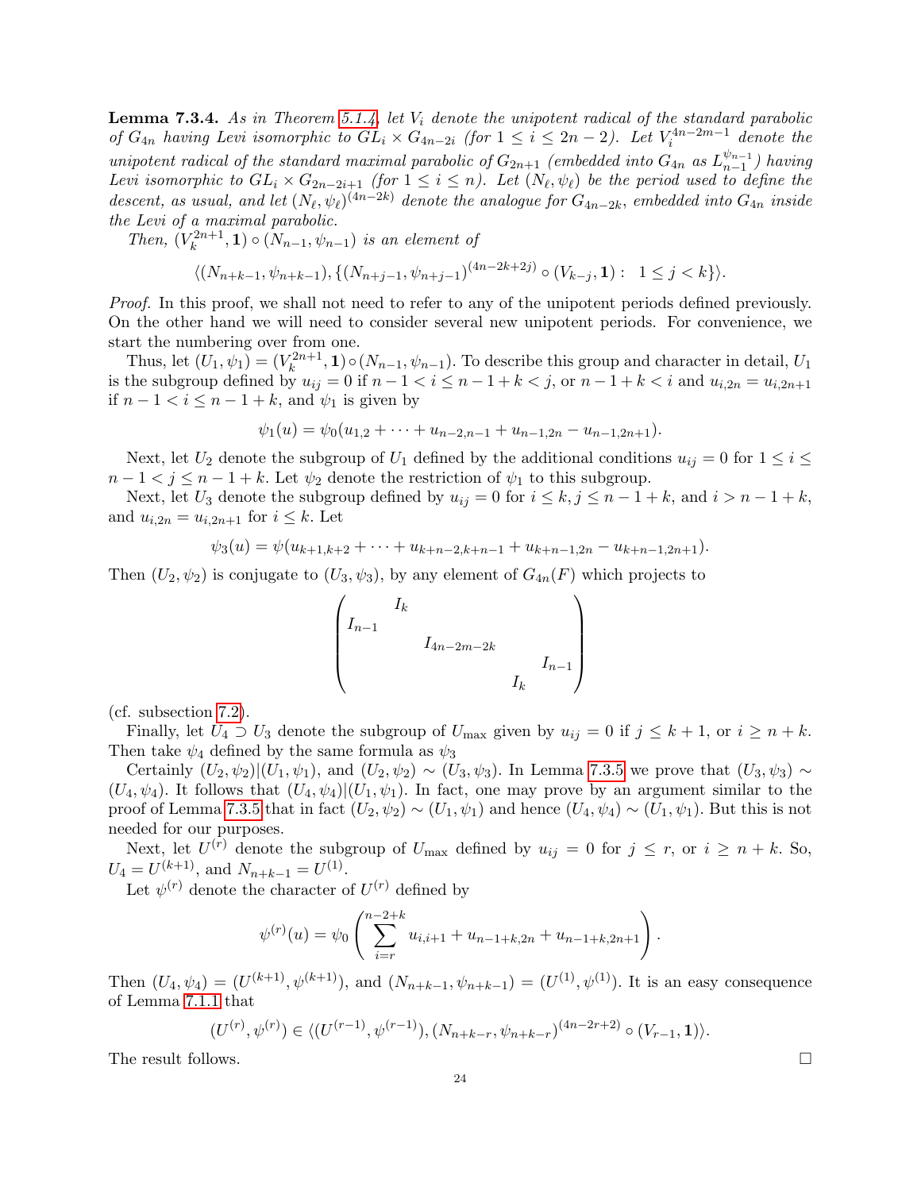**Lemma 7.3.4.** *As in Theorem 5.1.4, let $V_i$ denote the unipotent radical of the standard parabolic of $G_{4n}$ having Levi isomorphic to $GL_i \times G_{4n-2i}$ (for $1 \le i \le 2n-2$). Let $V_i^{4n-2m-1}$ denote the unipotent radical of the standard maximal parabolic of $G_{2n+1}$ (embedded into $G_{4n}$ as $L_{n-1}^{\psi_{n-1}}$) having Levi isomorphic to $GL_i \times G_{2n-2i+1}$ (for $1 \le i \le n$). Let $(N_\ell, \psi_\ell)$ be the period used to define the descent, as usual, and let $(N_\ell, \psi_\ell)^{(4n-2k)}$ denote the analogue for $G_{4n-2k}$, embedded into $G_{4n}$ inside the Levi of a maximal parabolic.*

*Then, $(V_k^{2n+1}, \mathbf{1}) \circ (N_{n-1}, \psi_{n-1})$ is an element of*

$$\langle (N_{n+k-1}, \psi_{n+k-1}), \{ (N_{n+j-1}, \psi_{n+j-1})^{(4n-2k+2j)} \circ (V_{k-j}, \mathbf{1}) : \ 1 \le j < k \} \rangle.$$

*Proof.* In this proof, we shall not need to refer to any of the unipotent periods defined previously. On the other hand we will need to consider several new unipotent periods. For convenience, we start the numbering over from one.

Thus, let $(U_1, \psi_1) = (V_k^{2n+1}, \mathbf{1}) \circ (N_{n-1}, \psi_{n-1})$. To describe this group and character in detail, $U_1$ is the subgroup defined by $u_{ij} = 0$ if $n-1 < i \le n-1+k < j$, or $n-1+k < i$ and $u_{i,2n} = u_{i,2n+1}$ if $n-1 < i \le n-1+k$, and $\psi_1$ is given by

$$\psi_1(u) = \psi_0(u_{1,2} + \cdots + u_{n-2,n-1} + u_{n-1,2n} - u_{n-1,2n+1}).$$

Next, let $U_2$ denote the subgroup of $U_1$ defined by the additional conditions $u_{ij} = 0$ for $1 \le i \le n-1 < j \le n-1+k$. Let $\psi_2$ denote the restriction of $\psi_1$ to this subgroup.

Next, let $U_3$ denote the subgroup defined by $u_{ij} = 0$ for $i \le k, j \le n-1+k$, and $i > n-1+k$, and $u_{i,2n} = u_{i,2n+1}$ for $i \le k$. Let

$$\psi_3(u) = \psi(u_{k+1,k+2} + \cdots + u_{k+n-2,k+n-1} + u_{k+n-1,2n} - u_{k+n-1,2n+1}).$$

Then $(U_2, \psi_2)$ is conjugate to $(U_3, \psi_3)$, by any element of $G_{4n}(F)$ which projects to

$$\begin{pmatrix} & I_k & & & \\ I_{n-1} & & & & \\ & & I_{4n-2m-2k} & & \\ & & & & I_{n-1} \\ & & & I_k & \end{pmatrix}$$

(cf. subsection 7.2).

Finally, let $U_4 \supset U_3$ denote the subgroup of $U_{\max}$ given by $u_{ij} = 0$ if $j \le k+1$, or $i \ge n+k$. Then take $\psi_4$ defined by the same formula as $\psi_3$

Certainly $(U_2, \psi_2) | (U_1, \psi_1)$, and $(U_2, \psi_2) \sim (U_3, \psi_3)$. In Lemma 7.3.5 we prove that $(U_3, \psi_3) \sim (U_4, \psi_4)$. It follows that $(U_4, \psi_4) | (U_1, \psi_1)$. In fact, one may prove by an argument similar to the proof of Lemma 7.3.5 that in fact $(U_2, \psi_2) \sim (U_1, \psi_1)$ and hence $(U_4, \psi_4) \sim (U_1, \psi_1)$. But this is not needed for our purposes.

Next, let $U^{(r)}$ denote the subgroup of $U_{\max}$ defined by $u_{ij} = 0$ for $j \le r$, or $i \ge n+k$. So, $U_4 = U^{(k+1)}$, and $N_{n+k-1} = U^{(1)}$.

Let $\psi^{(r)}$ denote the character of $U^{(r)}$ defined by

$$\psi^{(r)}(u) = \psi_0 \left( \sum_{i=r}^{n-2+k} u_{i,i+1} + u_{n-1+k,2n} + u_{n-1+k,2n+1} \right).$$

Then $(U_4, \psi_4) = (U^{(k+1)}, \psi^{(k+1)})$, and $(N_{n+k-1}, \psi_{n+k-1}) = (U^{(1)}, \psi^{(1)})$. It is an easy consequence of Lemma 7.1.1 that

$$(U^{(r)}, \psi^{(r)}) \in \langle (U^{(r-1)}, \psi^{(r-1)}), (N_{n+k-r}, \psi_{n+k-r})^{(4n-2r+2)} \circ (V_{r-1}, \mathbf{1}) \rangle.$$

The result follows. $\square$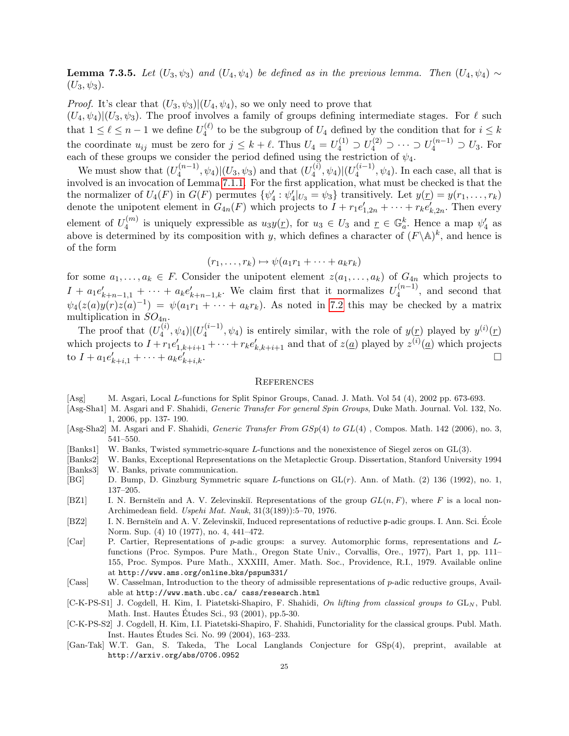**Lemma 7.3.5.** *Let $(U_3, \psi_3)$ and $(U_4, \psi_4)$ be defined as in the previous lemma. Then $(U_4, \psi_4) \sim (U_3, \psi_3)$.*

*Proof.* It's clear that $(U_3, \psi_3)|(U_4, \psi_4)$, so we only need to prove that $(U_4, \psi_4)|(U_3, \psi_3)$. The proof involves a family of groups defining intermediate stages. For $\ell$ such that $1 \le \ell \le n-1$ we define $U_4^{(\ell)}$ to be the subgroup of $U_4$ defined by the condition that for $i \le k$ the coordinate $u_{ij}$ must be zero for $j \le k+\ell$. Thus $U_4 = U_4^{(1)} \supset U_4^{(2)} \supset \cdots \supset U_4^{(n-1)} \supset U_3$. For each of these groups we consider the period defined using the restriction of $\psi_4$.

We must show that $(U_4^{(n-1)}, \psi_4)|(U_3, \psi_3)$ and that $(U_4^{(i)}, \psi_4)|(U_4^{(i-1)}, \psi_4)$. In each case, all that is involved is an invocation of Lemma 7.1.1. For the first application, what must be checked is that the the normalizer of $U_4(F)$ in $G(F)$ permutes $\{\psi_4' : \psi_4'|_{U_3} = \psi_3\}$ transitively. Let $y(\underline{r}) = y(r_1, \dots, r_k)$ denote the unipotent element in $G_{4n}(F)$ which projects to $I + r_1 e'_{1,2n} + \cdots + r_k e'_{k,2n}$. Then every element of $U_4^{(m)}$ is uniquely expressible as $u_3 y(\underline{r})$, for $u_3 \in U_3$ and $\underline{r} \in \mathbb{G}_a^k$. Hence a map $\psi_4'$ as above is determined by its composition with $y$, which defines a character of $(F\backslash\mathbb{A})^k$, and hence is of the form

$$(r_1, \dots, r_k) \mapsto \psi(a_1 r_1 + \cdots + a_k r_k)$$

for some $a_1, \dots, a_k \in F$. Consider the unipotent element $z(a_1, \dots, a_k)$ of $G_{4n}$ which projects to $I + a_1 e'_{k+n-1,1} + \cdots + a_k e'_{k+n-1,k}$. We claim first that it normalizes $U_4^{(n-1)}$, and second that $\psi_4(z(a)y(r)z(a)^{-1}) = \psi(a_1 r_1 + \cdots + a_k r_k)$. As noted in 7.2 this may be checked by a matrix multiplication in $SO_{4n}$.

The proof that $(U_4^{(i)}, \psi_4)|(U_4^{(i-1)}, \psi_4)$ is entirely similar, with the role of $y(\underline{r})$ played by $y^{(i)}(\underline{r})$ which projects to $I + r_1 e'_{1,k+i+1} + \cdots + r_k e'_{k,k+i+1}$ and that of $z(\underline{a})$ played by $z^{(i)}(\underline{a})$ which projects to $I + a_1 e'_{k+i,1} + \cdots + a_k e'_{k+i,k}$. □

## References

- [Asg] M. Asgari, Local $L$-functions for Split Spinor Groups, Canad. J. Math. Vol 54 (4), 2002 pp. 673-693.
- [Asg-Sha1] M. Asgari and F. Shahidi, *Generic Transfer For general Spin Groups*, Duke Math. Journal. Vol. 132, No. 1, 2006, pp. 137- 190.
- [Asg-Sha2] M. Asgari and F. Shahidi, *Generic Transfer From $GSp(4)$ to $GL(4)$* , Compos. Math. 142 (2006), no. 3, 541–550.
- [Banks1] W. Banks, Twisted symmetric-square $L$-functions and the nonexistence of Siegel zeros on GL(3).
- [Banks2] W. Banks, Exceptional Representations on the Metaplectic Group. Dissertation, Stanford University 1994
- [Banks3] W. Banks, private communication.
- [BG] D. Bump, D. Ginzburg Symmetric square $L$-functions on GL($r$). Ann. of Math. (2) 136 (1992), no. 1, 137–205.
- [BZ1] I. N. Bernšteĭn and A. V. Zelevinskiĭ. Representations of the group $GL(n, F)$, where $F$ is a local non-Archimedean field. *Uspehi Mat. Nauk*, 31(3(189)):5–70, 1976.
- [BZ2] I. N. Bernšteĭn and A. V. Zelevinskiĭ, Induced representations of reductive $\mathfrak{p}$-adic groups. I. Ann. Sci. École Norm. Sup. (4) 10 (1977), no. 4, 441–472.
- [Car] P. Cartier, Representations of $p$-adic groups: a survey. Automorphic forms, representations and $L$-functions (Proc. Sympos. Pure Math., Oregon State Univ., Corvallis, Ore., 1977), Part 1, pp. 111–155, Proc. Sympos. Pure Math., XXXIII, Amer. Math. Soc., Providence, R.I., 1979. Available online at http://www.ams.org/online_bks/pspum331/
- [Cass] W. Casselman, Introduction to the theory of admissible representations of $p$-adic reductive groups, Available at http://www.math.ubc.ca/ cass/research.html
- [C-K-PS-S1] J. Cogdell, H. Kim, I. Piatetski-Shapiro, F. Shahidi, *On lifting from classical groups to* $\mathrm{GL}_N$, Publ. Math. Inst. Hautes Études Sci., 93 (2001), pp.5-30.
- [C-K-PS-S2] J. Cogdell, H. Kim, I.I. Piatetski-Shapiro, F. Shahidi, Functoriality for the classical groups. Publ. Math. Inst. Hautes Études Sci. No. 99 (2004), 163–233.
- [Gan-Tak] W.T. Gan, S. Takeda, The Local Langlands Conjecture for GSp(4), preprint, available at http://arxiv.org/abs/0706.0952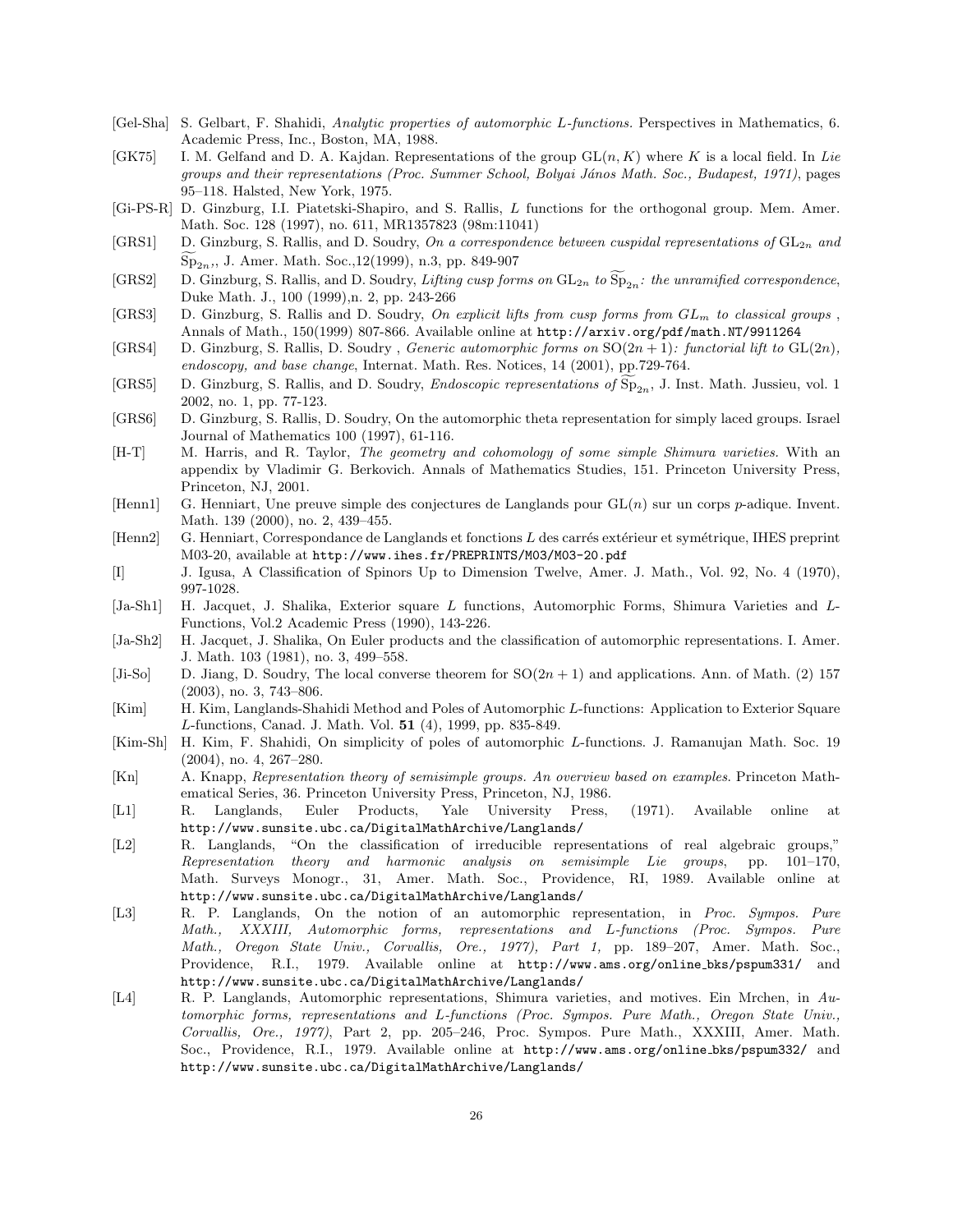- [Gel-Sha] S. Gelbart, F. Shahidi, *Analytic properties of automorphic L-functions*. Perspectives in Mathematics, 6. Academic Press, Inc., Boston, MA, 1988.
- [GK75] I. M. Gelfand and D. A. Kajdan. Representations of the group $\mathrm{GL}(n, K)$ where $K$ is a local field. In *Lie groups and their representations (Proc. Summer School, Bolyai János Math. Soc., Budapest, 1971)*, pages 95–118. Halsted, New York, 1975.
- [Gi-PS-R] D. Ginzburg, I.I. Piatetski-Shapiro, and S. Rallis, *L* functions for the orthogonal group. Mem. Amer. Math. Soc. 128 (1997), no. 611, MR1357823 (98m:11041)
- [GRS1] D. Ginzburg, S. Rallis, and D. Soudry, *On a correspondence between cuspidal representations of* $\mathrm{GL}_{2n}$ *and* $\widetilde{\mathrm{Sp}}_{2n}$,, J. Amer. Math. Soc.,12(1999), n.3, pp. 849-907
- [GRS2] D. Ginzburg, S. Rallis, and D. Soudry, *Lifting cusp forms on* $\mathrm{GL}_{2n}$ *to* $\widetilde{\mathrm{Sp}}_{2n}$*: the unramified correspondence*, Duke Math. J., 100 (1999),n. 2, pp. 243-266
- [GRS3] D. Ginzburg, S. Rallis and D. Soudry, *On explicit lifts from cusp forms from* $GL_m$ *to classical groups* , Annals of Math., 150(1999) 807-866. Available online at http://arxiv.org/pdf/math.NT/9911264
- [GRS4] D. Ginzburg, S. Rallis, D. Soudry , *Generic automorphic forms on* $\mathrm{SO}(2n+1)$*: functorial lift to* $\mathrm{GL}(2n)$*, endoscopy, and base change*, Internat. Math. Res. Notices, 14 (2001), pp.729-764.
- [GRS5] D. Ginzburg, S. Rallis, and D. Soudry, *Endoscopic representations of* $\widetilde{\mathrm{Sp}}_{2n}$, J. Inst. Math. Jussieu, vol. 1 2002, no. 1, pp. 77-123.
- [GRS6] D. Ginzburg, S. Rallis, D. Soudry, On the automorphic theta representation for simply laced groups. Israel Journal of Mathematics 100 (1997), 61-116.
- [H-T] M. Harris, and R. Taylor, *The geometry and cohomology of some simple Shimura varieties.* With an appendix by Vladimir G. Berkovich. Annals of Mathematics Studies, 151. Princeton University Press, Princeton, NJ, 2001.
- [Henn1] G. Henniart, Une preuve simple des conjectures de Langlands pour $\mathrm{GL}(n)$ sur un corps $p$-adique. Invent. Math. 139 (2000), no. 2, 439–455.
- [Henn2] G. Henniart, Correspondance de Langlands et fonctions $L$ des carrés extérieur et symétrique, IHES preprint M03-20, available at http://www.ihes.fr/PREPRINTS/M03/M03-20.pdf
- [I] J. Igusa, A Classification of Spinors Up to Dimension Twelve, Amer. J. Math., Vol. 92, No. 4 (1970), 997-1028.
- [Ja-Sh1] H. Jacquet, J. Shalika, Exterior square $L$ functions, Automorphic Forms, Shimura Varieties and $L$-Functions, Vol.2 Academic Press (1990), 143-226.
- [Ja-Sh2] H. Jacquet, J. Shalika, On Euler products and the classification of automorphic representations. I. Amer. J. Math. 103 (1981), no. 3, 499–558.
- [Ji-So] D. Jiang, D. Soudry, The local converse theorem for $\mathrm{SO}(2n+1)$ and applications. Ann. of Math. (2) 157 (2003), no. 3, 743–806.
- [Kim] H. Kim, Langlands-Shahidi Method and Poles of Automorphic $L$-functions: Application to Exterior Square $L$-functions, Canad. J. Math. Vol. **51** (4), 1999, pp. 835-849.
- [Kim-Sh] H. Kim, F. Shahidi, On simplicity of poles of automorphic L-functions. J. Ramanujan Math. Soc. 19 (2004), no. 4, 267–280.
- [Kn] A. Knapp, *Representation theory of semisimple groups. An overview based on examples.* Princeton Mathematical Series, 36. Princeton University Press, Princeton, NJ, 1986.
- [L1] R. Langlands, Euler Products, Yale University Press, (1971). Available online at http://www.sunsite.ubc.ca/DigitalMathArchive/Langlands/
- [L2] R. Langlands, "On the classification of irreducible representations of real algebraic groups," *Representation theory and harmonic analysis on semisimple Lie groups*, pp. 101–170, Math. Surveys Monogr., 31, Amer. Math. Soc., Providence, RI, 1989. Available online at http://www.sunsite.ubc.ca/DigitalMathArchive/Langlands/
- [L3] R. P. Langlands, On the notion of an automorphic representation, in *Proc. Sympos. Pure Math., XXXIII, Automorphic forms, representations and L-functions (Proc. Sympos. Pure Math., Oregon State Univ., Corvallis, Ore., 1977), Part 1,* pp. 189–207, Amer. Math. Soc., Providence, R.I., 1979. Available online at http://www.ams.org/online_bks/pspum331/ and http://www.sunsite.ubc.ca/DigitalMathArchive/Langlands/
- [L4] R. P. Langlands, Automorphic representations, Shimura varieties, and motives. Ein Mrchen, in *Automorphic forms, representations and L-functions (Proc. Sympos. Pure Math., Oregon State Univ., Corvallis, Ore., 1977)*, Part 2, pp. 205–246, Proc. Sympos. Pure Math., XXXIII, Amer. Math. Soc., Providence, R.I., 1979. Available online at http://www.ams.org/online_bks/pspum332/ and http://www.sunsite.ubc.ca/DigitalMathArchive/Langlands/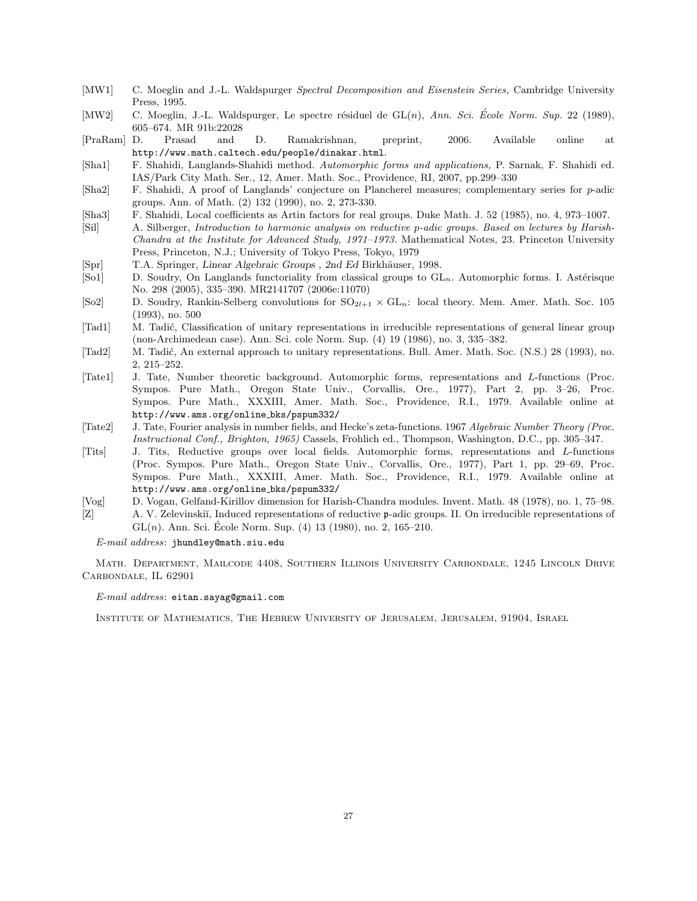[MW1] C. Moeglin and J.-L. Waldspurger *Spectral Decomposition and Eisenstein Series,* Cambridge University Press, 1995.

[MW2] C. Moeglin, J.-L. Waldspurger, Le spectre résiduel de $\mathrm{GL}(n)$, *Ann. Sci. École Norm. Sup.* 22 (1989), 605–674. MR 91b:22028

[PraRam] D. Prasad and D. Ramakrishnan, preprint, 2006. Available online at `http://www.math.caltech.edu/people/dinakar.html`.

[Sha1] F. Shahidi, Langlands-Shahidi method. *Automorphic forms and applications,* P. Sarnak, F. Shahidi ed. IAS/Park City Math. Ser., 12, Amer. Math. Soc., Providence, RI, 2007, pp.299–330

[Sha2] F. Shahidi, A proof of Langlands' conjecture on Plancherel measures; complementary series for $p$-adic groups. Ann. of Math. (2) 132 (1990), no. 2, 273-330.

[Sha3] F. Shahidi, Local coefficients as Artin factors for real groups. Duke Math. J. 52 (1985), no. 4, 973–1007.

[Sil] A. Silberger, *Introduction to harmonic analysis on reductive p-adic groups. Based on lectures by Harish-Chandra at the Institute for Advanced Study, 1971–1973.* Mathematical Notes, 23. Princeton University Press, Princeton, N.J.; University of Tokyo Press, Tokyo, 1979

[Spr] T.A. Springer, *Linear Algebraic Groups , 2nd Ed* Birkhäuser, 1998.

[So1] D. Soudry, On Langlands functoriality from classical groups to $\mathrm{GL}_n$. Automorphic forms. I. Astérisque No. 298 (2005), 335–390. MR2141707 (2006e:11070)

[So2] D. Soudry, Rankin-Selberg convolutions for $\mathrm{SO}_{2l+1} \times \mathrm{GL}_n$: local theory. Mem. Amer. Math. Soc. 105 (1993), no. 500

[Tad1] M. Tadić, Classification of unitary representations in irreducible representations of general linear group (non-Archimedean case). Ann. Sci. cole Norm. Sup. (4) 19 (1986), no. 3, 335–382.

[Tad2] M. Tadić, An external approach to unitary representations. Bull. Amer. Math. Soc. (N.S.) 28 (1993), no. 2, 215–252.

[Tate1] J. Tate, Number theoretic background. Automorphic forms, representations and $L$-functions (Proc. Sympos. Pure Math., Oregon State Univ., Corvallis, Ore., 1977), Part 2, pp. 3–26, Proc. Sympos. Pure Math., XXXIII, Amer. Math. Soc., Providence, R.I., 1979. Available online at `http://www.ams.org/online_bks/pspum332/`

[Tate2] J. Tate, Fourier analysis in number fields, and Hecke's zeta-functions. 1967 *Algebraic Number Theory (Proc. Instructional Conf., Brighton, 1965)* Cassels, Frohlich ed., Thompson, Washington, D.C., pp. 305–347.

[Tits] J. Tits, Reductive groups over local fields. Automorphic forms, representations and $L$-functions (Proc. Sympos. Pure Math., Oregon State Univ., Corvallis, Ore., 1977), Part 1, pp. 29–69, Proc. Sympos. Pure Math., XXXIII, Amer. Math. Soc., Providence, R.I., 1979. Available online at `http://www.ams.org/online_bks/pspum332/`

[Vog] D. Vogan, Gelfand-Kirillov dimension for Harish-Chandra modules. Invent. Math. 48 (1978), no. 1, 75–98.

[Z] A. V. Zelevinskiĭ, Induced representations of reductive $\mathfrak{p}$-adic groups. II. On irreducible representations of $\mathrm{GL}(n)$. Ann. Sci. École Norm. Sup. (4) 13 (1980), no. 2, 165–210.

*E-mail address*: `jhundley@math.siu.edu`

Math. Department, Mailcode 4408, Southern Illinois University Carbondale, 1245 Lincoln Drive Carbondale, IL 62901

*E-mail address*: `eitan.sayag@gmail.com`

Institute of Mathematics, The Hebrew University of Jerusalem, Jerusalem, 91904, Israel